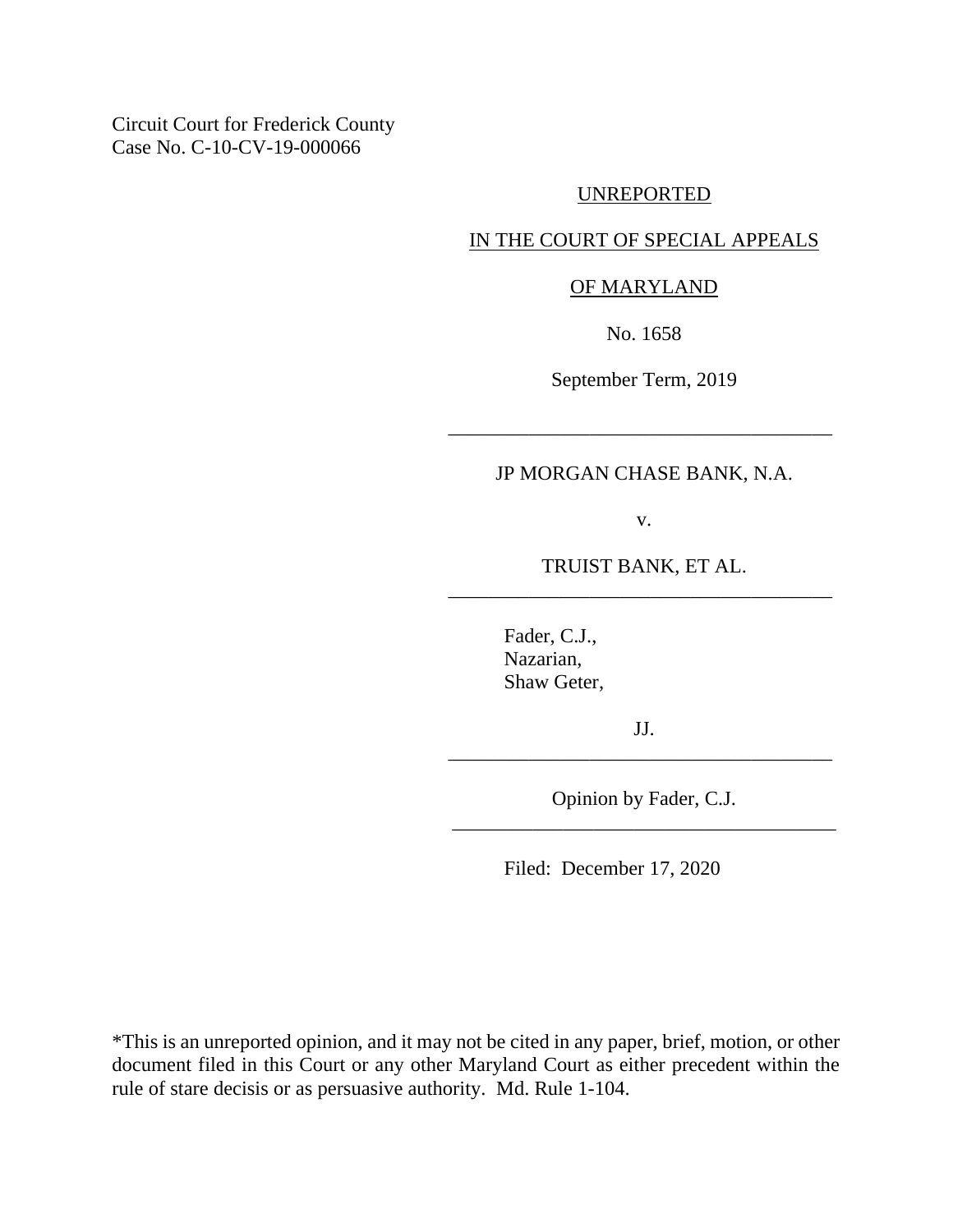Circuit Court for Frederick County
Case No. C-10-CV-19-000066

UNREPORTED

IN THE COURT OF SPECIAL APPEALS

OF MARYLAND

No. 1658

September Term, 2019

---

JP MORGAN CHASE BANK, N.A.

v.

TRUIST BANK, ET AL.

---

Fader, C.J.,
Nazarian,
Shaw Geter,

JJ.

---

Opinion by Fader, C.J.

---

Filed: December 17, 2020

*This is an unreported opinion, and it may not be cited in any paper, brief, motion, or other document filed in this Court or any other Maryland Court as either precedent within the rule of stare decisis or as persuasive authority. Md. Rule 1-104.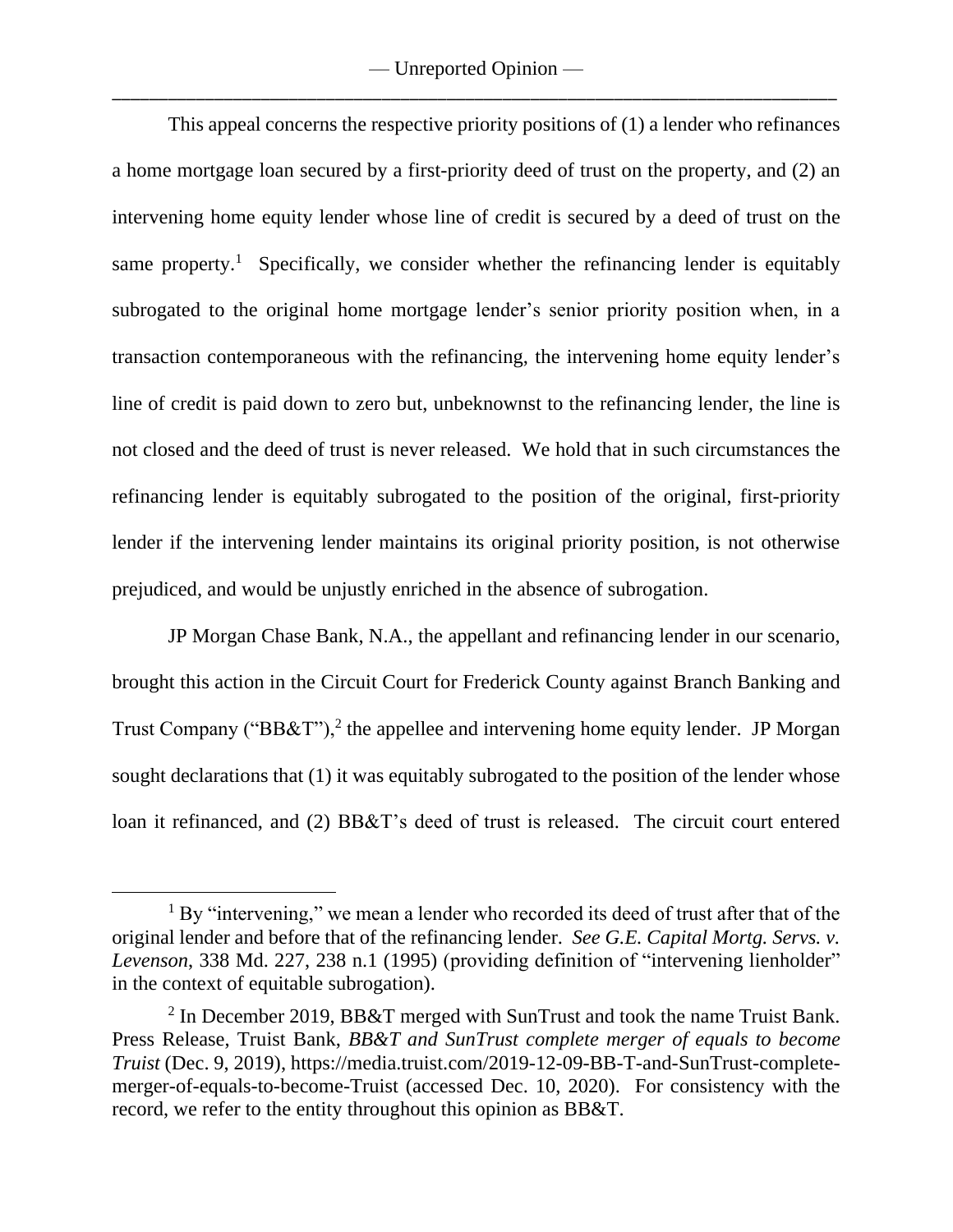This appeal concerns the respective priority positions of (1) a lender who refinances a home mortgage loan secured by a first-priority deed of trust on the property, and (2) an intervening home equity lender whose line of credit is secured by a deed of trust on the same property.[1] Specifically, we consider whether the refinancing lender is equitably subrogated to the original home mortgage lender's senior priority position when, in a transaction contemporaneous with the refinancing, the intervening home equity lender's line of credit is paid down to zero but, unbeknownst to the refinancing lender, the line is not closed and the deed of trust is never released. We hold that in such circumstances the refinancing lender is equitably subrogated to the position of the original, first-priority lender if the intervening lender maintains its original priority position, is not otherwise prejudiced, and would be unjustly enriched in the absence of subrogation.

JP Morgan Chase Bank, N.A., the appellant and refinancing lender in our scenario, brought this action in the Circuit Court for Frederick County against Branch Banking and Trust Company ("BB&T"),[2] the appellee and intervening home equity lender. JP Morgan sought declarations that (1) it was equitably subrogated to the position of the lender whose loan it refinanced, and (2) BB&T's deed of trust is released. The circuit court entered

---

[1] By "intervening," we mean a lender who recorded its deed of trust after that of the original lender and before that of the refinancing lender. *See G.E. Capital Mortg. Servs. v. Levenson*, 338 Md. 227, 238 n.1 (1995) (providing definition of "intervening lienholder" in the context of equitable subrogation).

[2] In December 2019, BB&T merged with SunTrust and took the name Truist Bank. Press Release, Truist Bank, *BB&T and SunTrust complete merger of equals to become Truist* (Dec. 9, 2019), https://media.truist.com/2019-12-09-BB-T-and-SunTrust-complete-merger-of-equals-to-become-Truist (accessed Dec. 10, 2020). For consistency with the record, we refer to the entity throughout this opinion as BB&T.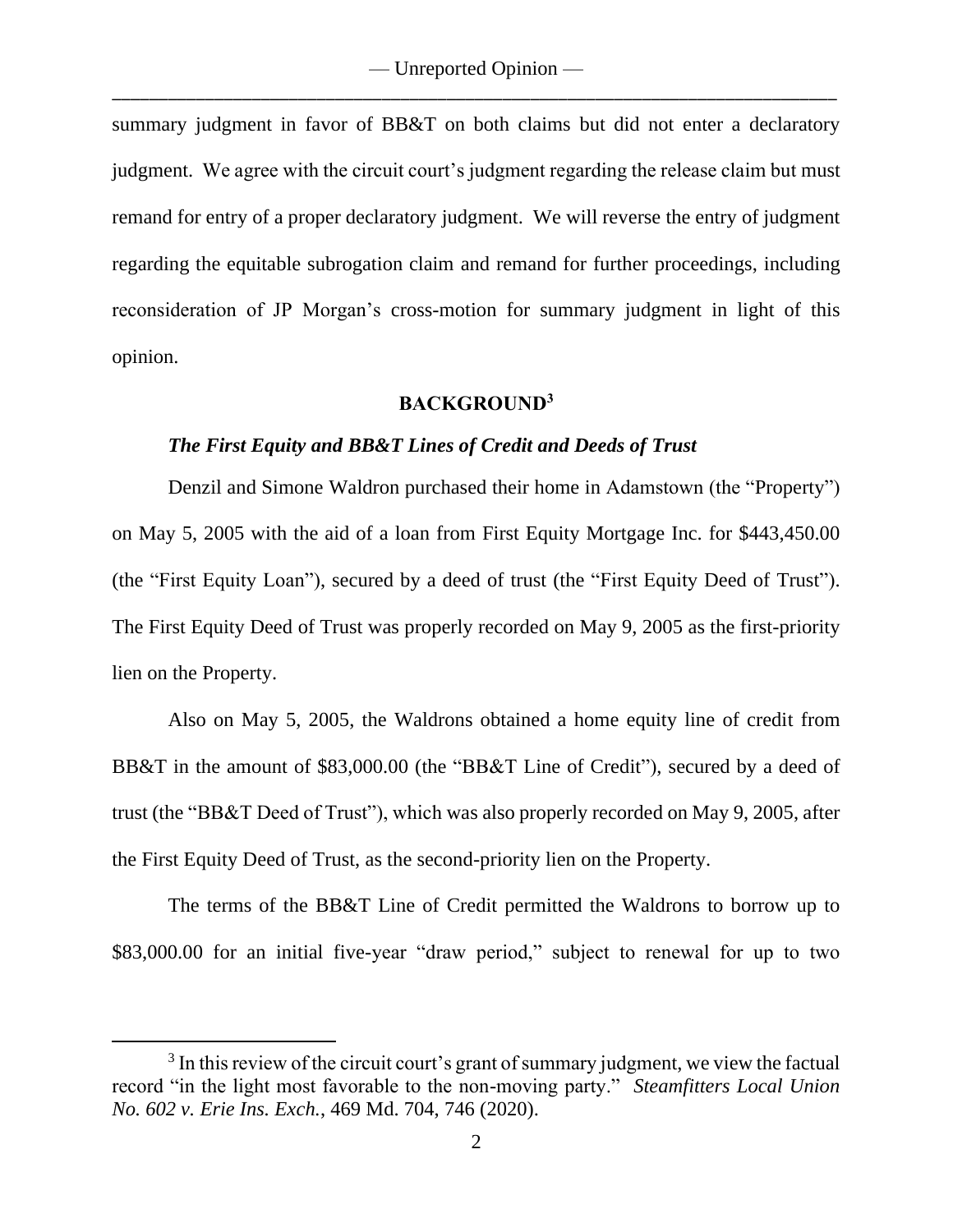summary judgment in favor of BB&T on both claims but did not enter a declaratory judgment. We agree with the circuit court's judgment regarding the release claim but must remand for entry of a proper declaratory judgment. We will reverse the entry of judgment regarding the equitable subrogation claim and remand for further proceedings, including reconsideration of JP Morgan's cross-motion for summary judgment in light of this opinion.

## BACKGROUND[3]

### *The First Equity and BB&T Lines of Credit and Deeds of Trust*

Denzil and Simone Waldron purchased their home in Adamstown (the "Property") on May 5, 2005 with the aid of a loan from First Equity Mortgage Inc. for $443,450.00 (the "First Equity Loan"), secured by a deed of trust (the "First Equity Deed of Trust"). The First Equity Deed of Trust was properly recorded on May 9, 2005 as the first-priority lien on the Property.

Also on May 5, 2005, the Waldrons obtained a home equity line of credit from BB&T in the amount of $83,000.00 (the "BB&T Line of Credit"), secured by a deed of trust (the "BB&T Deed of Trust"), which was also properly recorded on May 9, 2005, after the First Equity Deed of Trust, as the second-priority lien on the Property.

The terms of the BB&T Line of Credit permitted the Waldrons to borrow up to $83,000.00 for an initial five-year "draw period," subject to renewal for up to two

[3] In this review of the circuit court's grant of summary judgment, we view the factual record "in the light most favorable to the non-moving party." *Steamfitters Local Union No. 602 v. Erie Ins. Exch.*, 469 Md. 704, 746 (2020).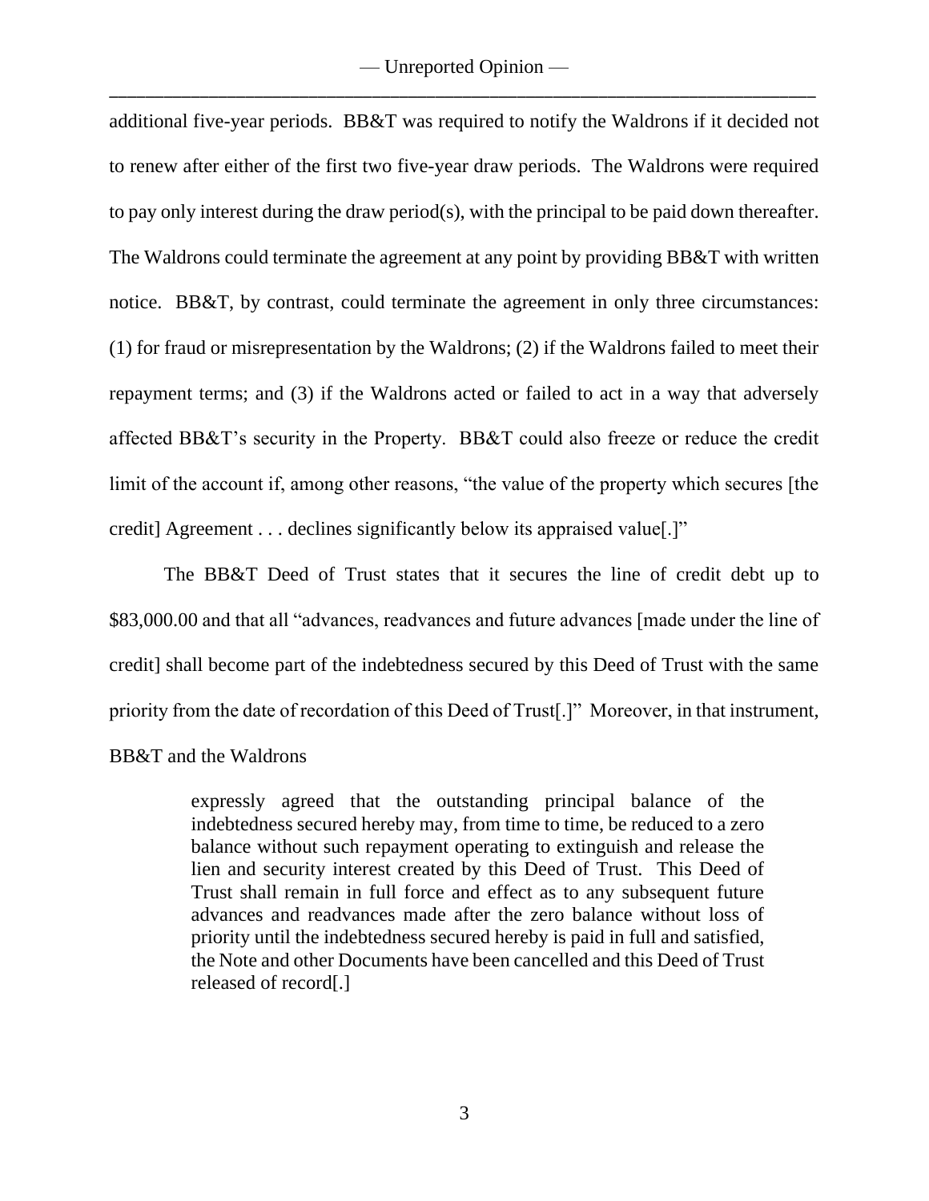additional five-year periods. BB&T was required to notify the Waldrons if it decided not to renew after either of the first two five-year draw periods. The Waldrons were required to pay only interest during the draw period(s), with the principal to be paid down thereafter. The Waldrons could terminate the agreement at any point by providing BB&T with written notice. BB&T, by contrast, could terminate the agreement in only three circumstances: (1) for fraud or misrepresentation by the Waldrons; (2) if the Waldrons failed to meet their repayment terms; and (3) if the Waldrons acted or failed to act in a way that adversely affected BB&T's security in the Property. BB&T could also freeze or reduce the credit limit of the account if, among other reasons, "the value of the property which secures [the credit] Agreement . . . declines significantly below its appraised value[.]"

The BB&T Deed of Trust states that it secures the line of credit debt up to $83,000.00 and that all "advances, readvances and future advances [made under the line of credit] shall become part of the indebtedness secured by this Deed of Trust with the same priority from the date of recordation of this Deed of Trust[.]" Moreover, in that instrument, BB&T and the Waldrons

> expressly agreed that the outstanding principal balance of the indebtedness secured hereby may, from time to time, be reduced to a zero balance without such repayment operating to extinguish and release the lien and security interest created by this Deed of Trust. This Deed of Trust shall remain in full force and effect as to any subsequent future advances and readvances made after the zero balance without loss of priority until the indebtedness secured hereby is paid in full and satisfied, the Note and other Documents have been cancelled and this Deed of Trust released of record[.]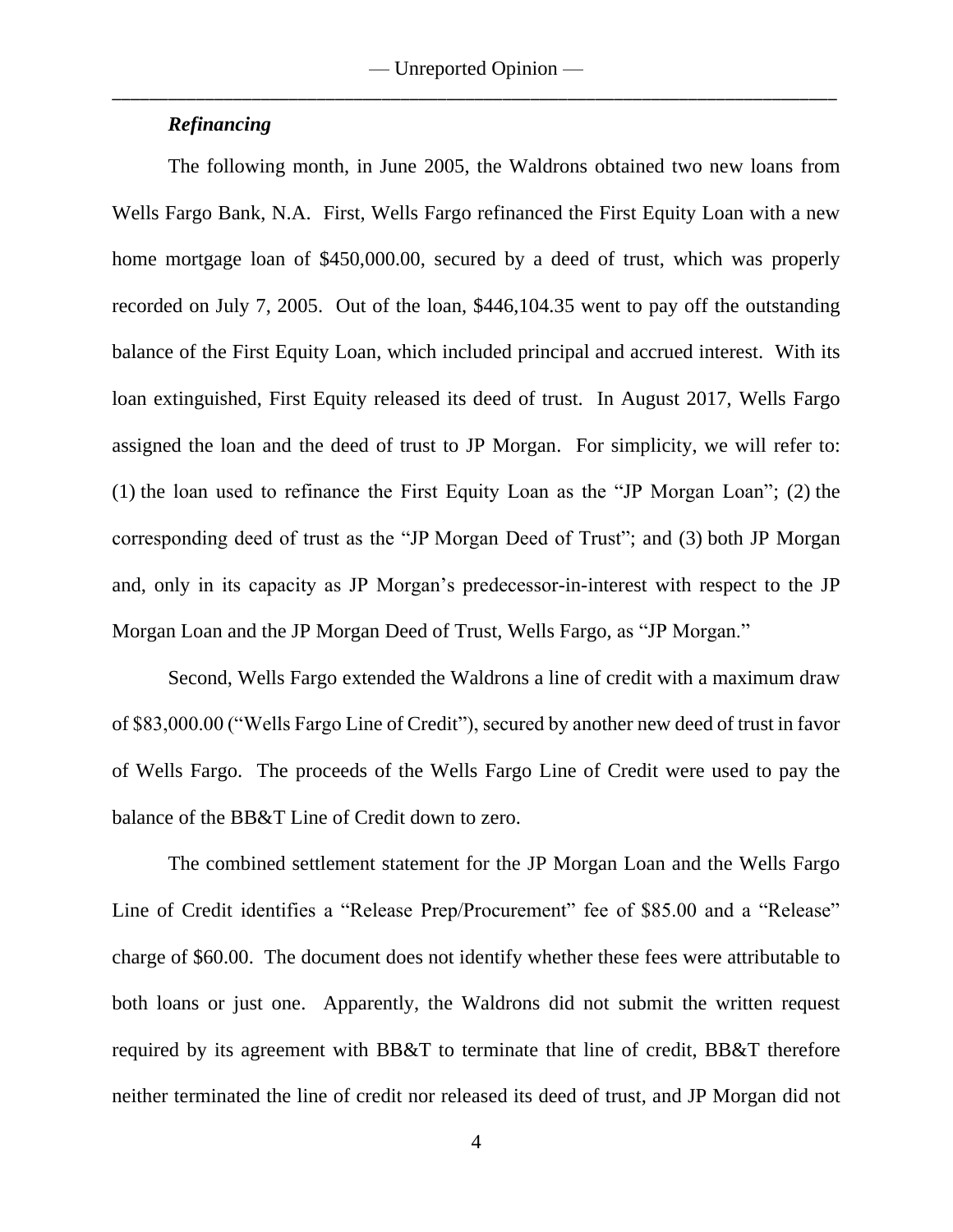***Refinancing***

The following month, in June 2005, the Waldrons obtained two new loans from Wells Fargo Bank, N.A. First, Wells Fargo refinanced the First Equity Loan with a new home mortgage loan of $450,000.00, secured by a deed of trust, which was properly recorded on July 7, 2005. Out of the loan, $446,104.35 went to pay off the outstanding balance of the First Equity Loan, which included principal and accrued interest. With its loan extinguished, First Equity released its deed of trust. In August 2017, Wells Fargo assigned the loan and the deed of trust to JP Morgan. For simplicity, we will refer to: (1) the loan used to refinance the First Equity Loan as the "JP Morgan Loan"; (2) the corresponding deed of trust as the "JP Morgan Deed of Trust"; and (3) both JP Morgan and, only in its capacity as JP Morgan's predecessor-in-interest with respect to the JP Morgan Loan and the JP Morgan Deed of Trust, Wells Fargo, as "JP Morgan."

Second, Wells Fargo extended the Waldrons a line of credit with a maximum draw of $83,000.00 ("Wells Fargo Line of Credit"), secured by another new deed of trust in favor of Wells Fargo. The proceeds of the Wells Fargo Line of Credit were used to pay the balance of the BB&T Line of Credit down to zero.

The combined settlement statement for the JP Morgan Loan and the Wells Fargo Line of Credit identifies a "Release Prep/Procurement" fee of $85.00 and a "Release" charge of $60.00. The document does not identify whether these fees were attributable to both loans or just one. Apparently, the Waldrons did not submit the written request required by its agreement with BB&T to terminate that line of credit, BB&T therefore neither terminated the line of credit nor released its deed of trust, and JP Morgan did not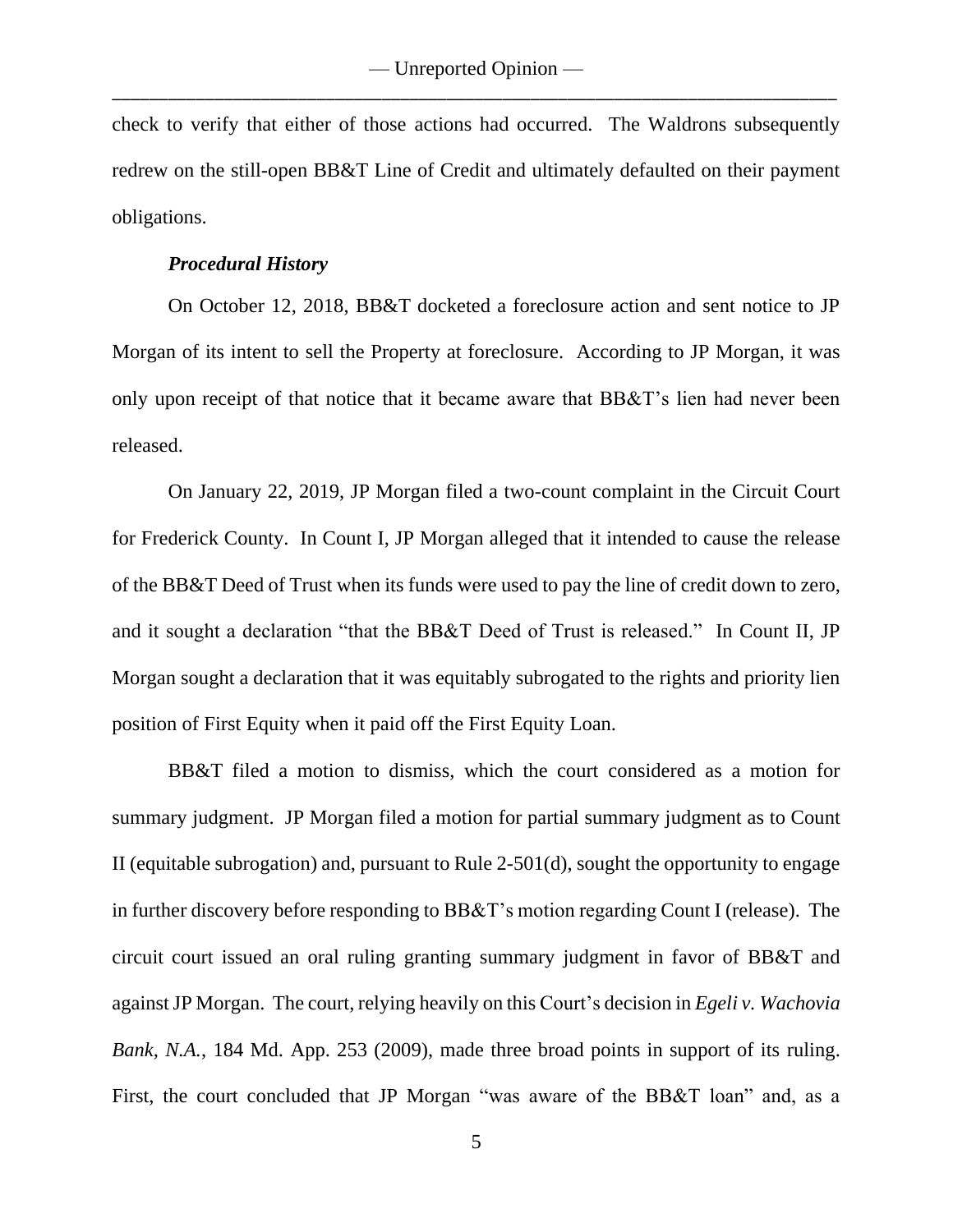check to verify that either of those actions had occurred. The Waldrons subsequently redrew on the still-open BB&T Line of Credit and ultimately defaulted on their payment obligations.

***Procedural History***

On October 12, 2018, BB&T docketed a foreclosure action and sent notice to JP Morgan of its intent to sell the Property at foreclosure. According to JP Morgan, it was only upon receipt of that notice that it became aware that BB&T's lien had never been released.

On January 22, 2019, JP Morgan filed a two-count complaint in the Circuit Court for Frederick County. In Count I, JP Morgan alleged that it intended to cause the release of the BB&T Deed of Trust when its funds were used to pay the line of credit down to zero, and it sought a declaration "that the BB&T Deed of Trust is released." In Count II, JP Morgan sought a declaration that it was equitably subrogated to the rights and priority lien position of First Equity when it paid off the First Equity Loan.

BB&T filed a motion to dismiss, which the court considered as a motion for summary judgment. JP Morgan filed a motion for partial summary judgment as to Count II (equitable subrogation) and, pursuant to Rule 2-501(d), sought the opportunity to engage in further discovery before responding to BB&T's motion regarding Count I (release). The circuit court issued an oral ruling granting summary judgment in favor of BB&T and against JP Morgan. The court, relying heavily on this Court's decision in *Egeli v. Wachovia Bank, N.A.*, 184 Md. App. 253 (2009), made three broad points in support of its ruling. First, the court concluded that JP Morgan "was aware of the BB&T loan" and, as a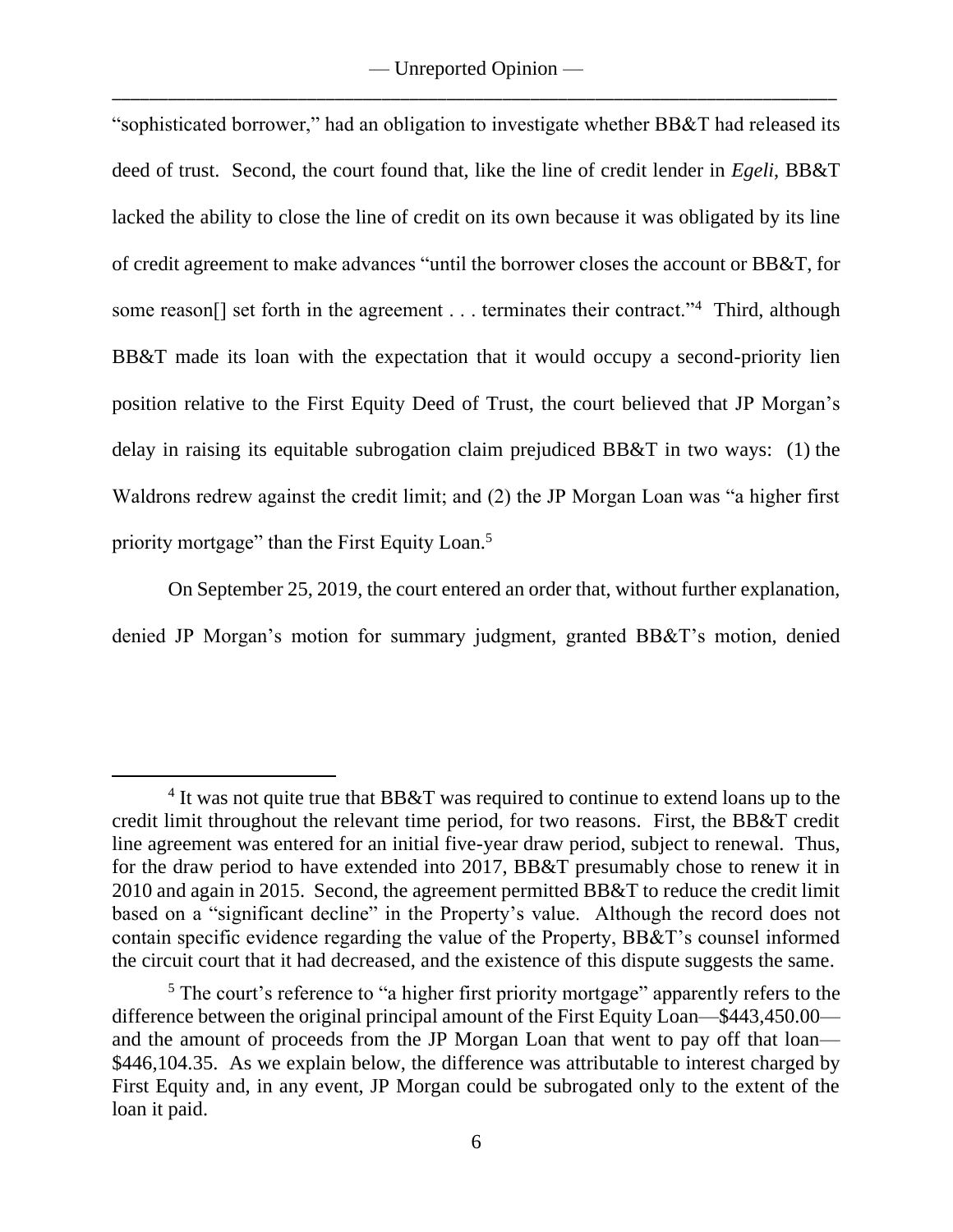"sophisticated borrower," had an obligation to investigate whether BB&T had released its deed of trust. Second, the court found that, like the line of credit lender in *Egeli*, BB&T lacked the ability to close the line of credit on its own because it was obligated by its line of credit agreement to make advances "until the borrower closes the account or BB&T, for some reason[] set forth in the agreement . . . terminates their contract."[4] Third, although BB&T made its loan with the expectation that it would occupy a second-priority lien position relative to the First Equity Deed of Trust, the court believed that JP Morgan's delay in raising its equitable subrogation claim prejudiced BB&T in two ways: (1) the Waldrons redrew against the credit limit; and (2) the JP Morgan Loan was "a higher first priority mortgage" than the First Equity Loan.[5]

On September 25, 2019, the court entered an order that, without further explanation, denied JP Morgan's motion for summary judgment, granted BB&T's motion, denied

---

[4] It was not quite true that BB&T was required to continue to extend loans up to the credit limit throughout the relevant time period, for two reasons. First, the BB&T credit line agreement was entered for an initial five-year draw period, subject to renewal. Thus, for the draw period to have extended into 2017, BB&T presumably chose to renew it in 2010 and again in 2015. Second, the agreement permitted BB&T to reduce the credit limit based on a "significant decline" in the Property's value. Although the record does not contain specific evidence regarding the value of the Property, BB&T's counsel informed the circuit court that it had decreased, and the existence of this dispute suggests the same.

[5] The court's reference to "a higher first priority mortgage" apparently refers to the difference between the original principal amount of the First Equity Loan—$443,450.00—and the amount of proceeds from the JP Morgan Loan that went to pay off that loan—$446,104.35. As we explain below, the difference was attributable to interest charged by First Equity and, in any event, JP Morgan could be subrogated only to the extent of the loan it paid.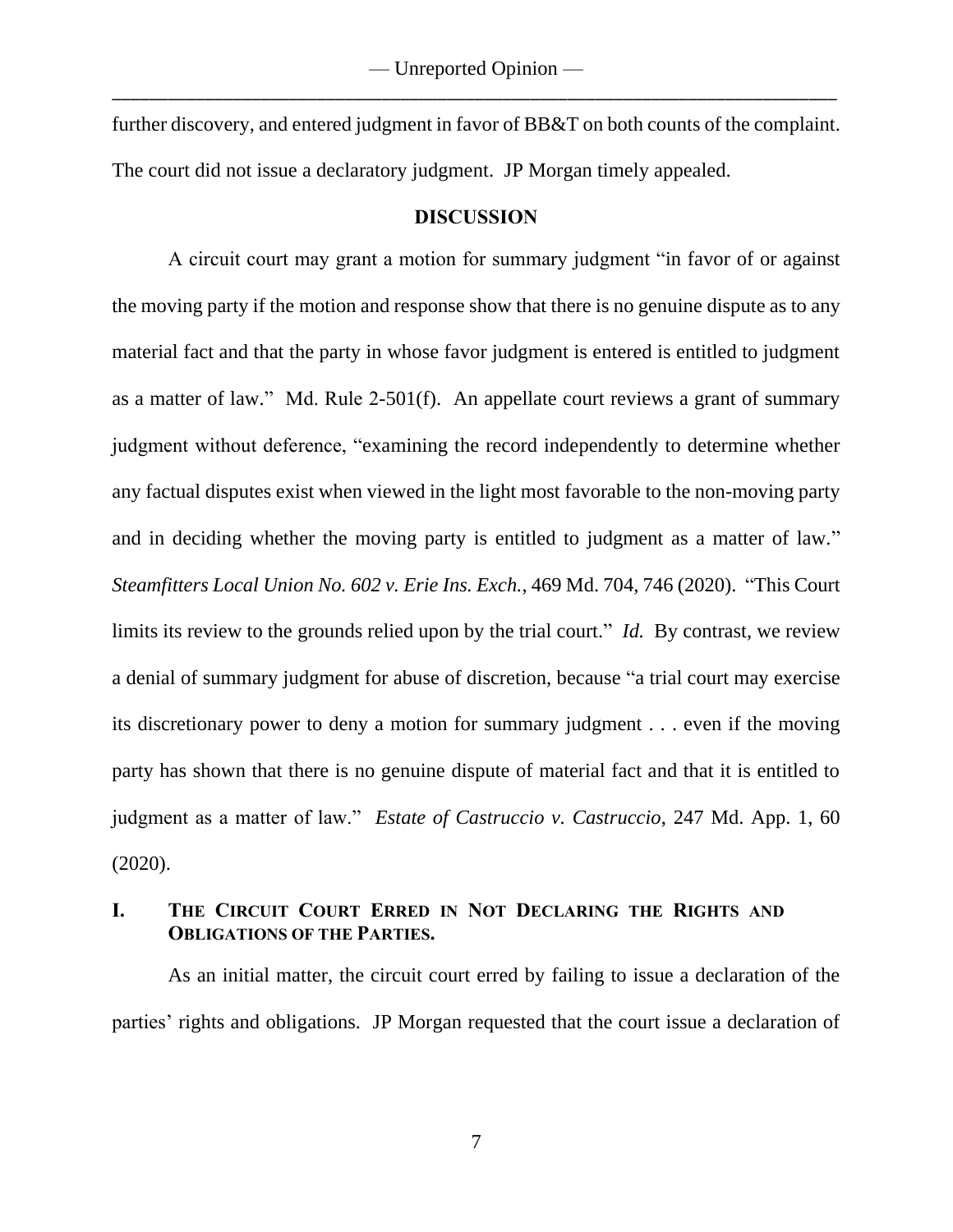further discovery, and entered judgment in favor of BB&T on both counts of the complaint. The court did not issue a declaratory judgment. JP Morgan timely appealed.

## DISCUSSION

A circuit court may grant a motion for summary judgment "in favor of or against the moving party if the motion and response show that there is no genuine dispute as to any material fact and that the party in whose favor judgment is entered is entitled to judgment as a matter of law." Md. Rule 2-501(f). An appellate court reviews a grant of summary judgment without deference, "examining the record independently to determine whether any factual disputes exist when viewed in the light most favorable to the non-moving party and in deciding whether the moving party is entitled to judgment as a matter of law." *Steamfitters Local Union No. 602 v. Erie Ins. Exch.*, 469 Md. 704, 746 (2020). "This Court limits its review to the grounds relied upon by the trial court." *Id.* By contrast, we review a denial of summary judgment for abuse of discretion, because "a trial court may exercise its discretionary power to deny a motion for summary judgment . . . even if the moving party has shown that there is no genuine dispute of material fact and that it is entitled to judgment as a matter of law." *Estate of Castruccio v. Castruccio*, 247 Md. App. 1, 60 (2020).

### I. THE CIRCUIT COURT ERRED IN NOT DECLARING THE RIGHTS AND OBLIGATIONS OF THE PARTIES.

As an initial matter, the circuit court erred by failing to issue a declaration of the parties' rights and obligations. JP Morgan requested that the court issue a declaration of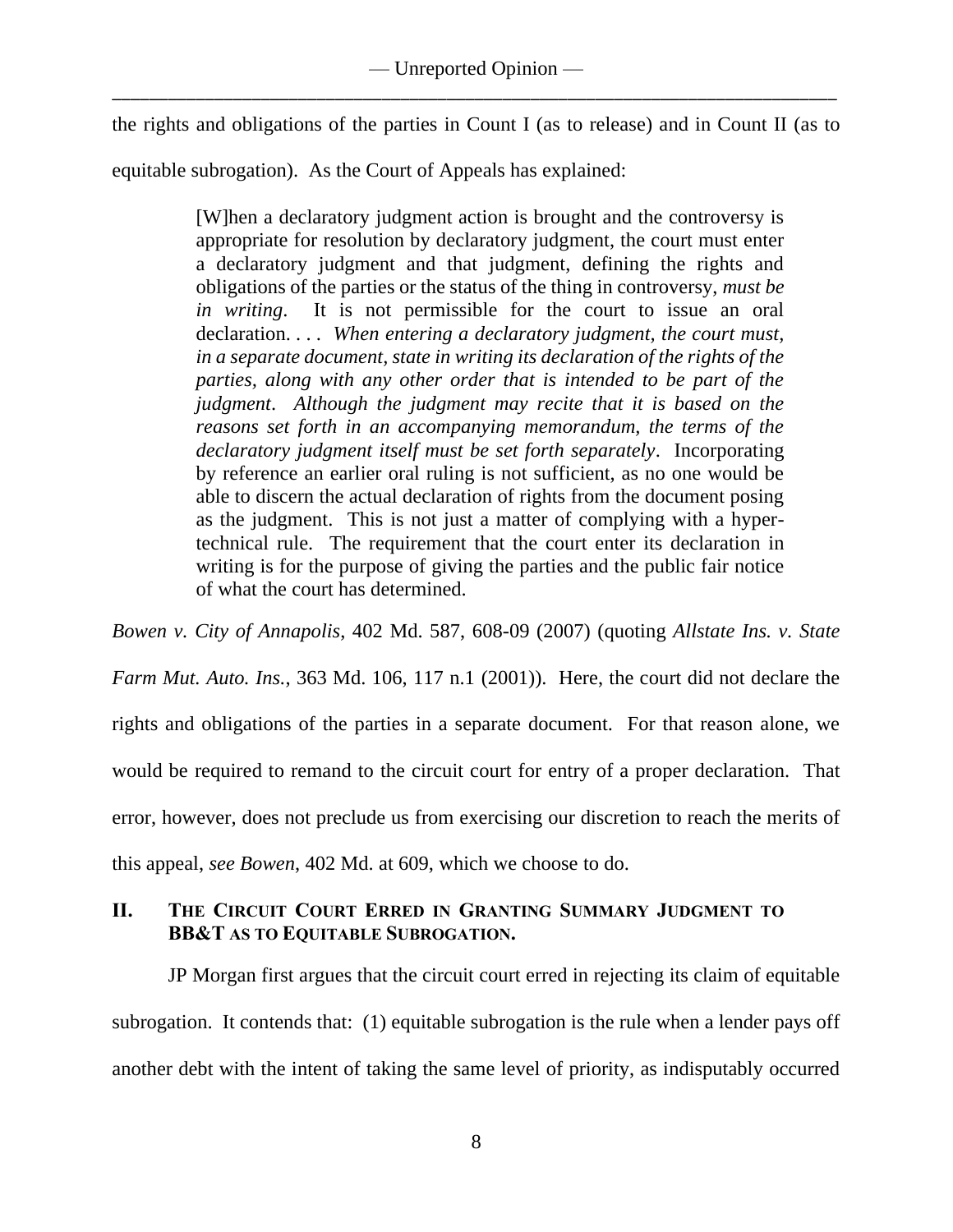the rights and obligations of the parties in Count I (as to release) and in Count II (as to equitable subrogation). As the Court of Appeals has explained:

> [W]hen a declaratory judgment action is brought and the controversy is appropriate for resolution by declaratory judgment, the court must enter a declaratory judgment and that judgment, defining the rights and obligations of the parties or the status of the thing in controversy, *must be in writing*. It is not permissible for the court to issue an oral declaration. . . . *When entering a declaratory judgment, the court must, in a separate document, state in writing its declaration of the rights of the parties, along with any other order that is intended to be part of the judgment*. *Although the judgment may recite that it is based on the reasons set forth in an accompanying memorandum, the terms of the declaratory judgment itself must be set forth separately*. Incorporating by reference an earlier oral ruling is not sufficient, as no one would be able to discern the actual declaration of rights from the document posing as the judgment. This is not just a matter of complying with a hyper-technical rule. The requirement that the court enter its declaration in writing is for the purpose of giving the parties and the public fair notice of what the court has determined.

*Bowen v. City of Annapolis*, 402 Md. 587, 608-09 (2007) (quoting *Allstate Ins. v. State Farm Mut. Auto. Ins.*, 363 Md. 106, 117 n.1 (2001)). Here, the court did not declare the rights and obligations of the parties in a separate document. For that reason alone, we would be required to remand to the circuit court for entry of a proper declaration. That error, however, does not preclude us from exercising our discretion to reach the merits of this appeal, *see Bowen*, 402 Md. at 609, which we choose to do.

## II. The Circuit Court Erred in Granting Summary Judgment to BB&T as to Equitable Subrogation.

JP Morgan first argues that the circuit court erred in rejecting its claim of equitable subrogation. It contends that: (1) equitable subrogation is the rule when a lender pays off another debt with the intent of taking the same level of priority, as indisputably occurred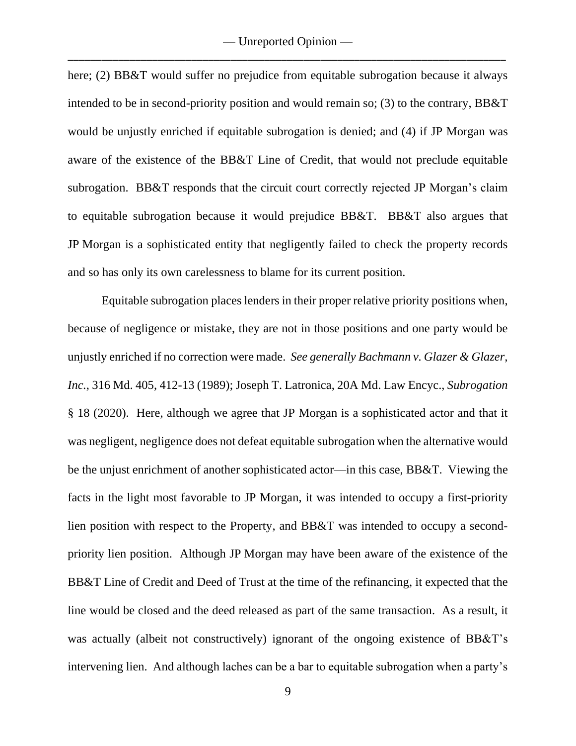here; (2) BB&T would suffer no prejudice from equitable subrogation because it always intended to be in second-priority position and would remain so; (3) to the contrary, BB&T would be unjustly enriched if equitable subrogation is denied; and (4) if JP Morgan was aware of the existence of the BB&T Line of Credit, that would not preclude equitable subrogation. BB&T responds that the circuit court correctly rejected JP Morgan's claim to equitable subrogation because it would prejudice BB&T. BB&T also argues that JP Morgan is a sophisticated entity that negligently failed to check the property records and so has only its own carelessness to blame for its current position.

Equitable subrogation places lenders in their proper relative priority positions when, because of negligence or mistake, they are not in those positions and one party would be unjustly enriched if no correction were made. *See generally Bachmann v. Glazer & Glazer, Inc.*, 316 Md. 405, 412-13 (1989); Joseph T. Latronica, 20A Md. Law Encyc., *Subrogation* § 18 (2020). Here, although we agree that JP Morgan is a sophisticated actor and that it was negligent, negligence does not defeat equitable subrogation when the alternative would be the unjust enrichment of another sophisticated actor—in this case, BB&T. Viewing the facts in the light most favorable to JP Morgan, it was intended to occupy a first-priority lien position with respect to the Property, and BB&T was intended to occupy a second-priority lien position. Although JP Morgan may have been aware of the existence of the BB&T Line of Credit and Deed of Trust at the time of the refinancing, it expected that the line would be closed and the deed released as part of the same transaction. As a result, it was actually (albeit not constructively) ignorant of the ongoing existence of BB&T's intervening lien. And although laches can be a bar to equitable subrogation when a party's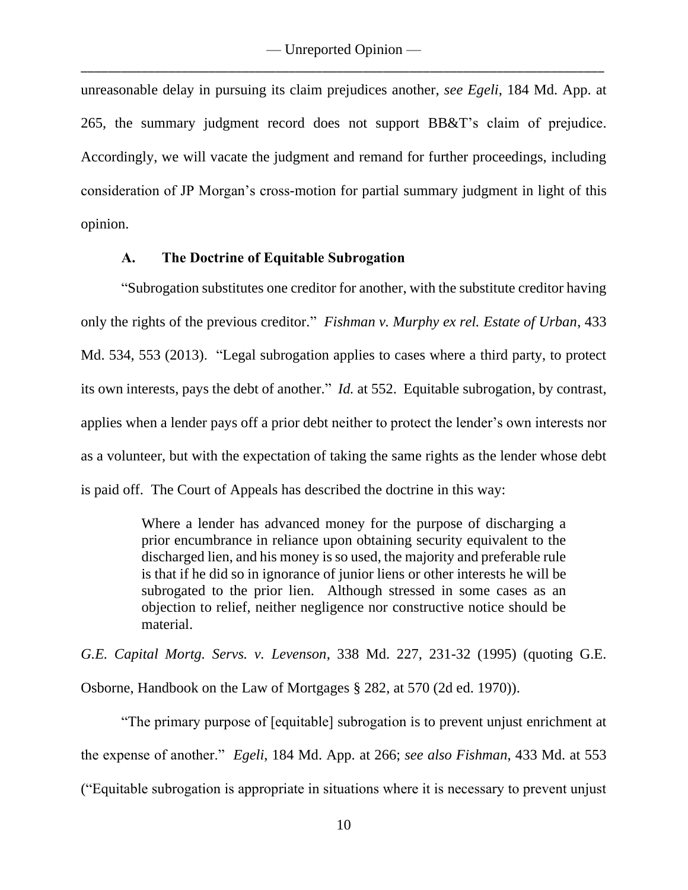unreasonable delay in pursuing its claim prejudices another, *see Egeli*, 184 Md. App. at 265, the summary judgment record does not support BB&T's claim of prejudice. Accordingly, we will vacate the judgment and remand for further proceedings, including consideration of JP Morgan's cross-motion for partial summary judgment in light of this opinion.

### A. The Doctrine of Equitable Subrogation

"Subrogation substitutes one creditor for another, with the substitute creditor having only the rights of the previous creditor." *Fishman v. Murphy ex rel. Estate of Urban*, 433 Md. 534, 553 (2013). "Legal subrogation applies to cases where a third party, to protect its own interests, pays the debt of another." *Id.* at 552. Equitable subrogation, by contrast, applies when a lender pays off a prior debt neither to protect the lender's own interests nor as a volunteer, but with the expectation of taking the same rights as the lender whose debt is paid off. The Court of Appeals has described the doctrine in this way:

> Where a lender has advanced money for the purpose of discharging a prior encumbrance in reliance upon obtaining security equivalent to the discharged lien, and his money is so used, the majority and preferable rule is that if he did so in ignorance of junior liens or other interests he will be subrogated to the prior lien. Although stressed in some cases as an objection to relief, neither negligence nor constructive notice should be material.

*G.E. Capital Mortg. Servs. v. Levenson*, 338 Md. 227, 231-32 (1995) (quoting G.E. Osborne, Handbook on the Law of Mortgages § 282, at 570 (2d ed. 1970)).

"The primary purpose of [equitable] subrogation is to prevent unjust enrichment at the expense of another." *Egeli*, 184 Md. App. at 266; *see also Fishman*, 433 Md. at 553 ("Equitable subrogation is appropriate in situations where it is necessary to prevent unjust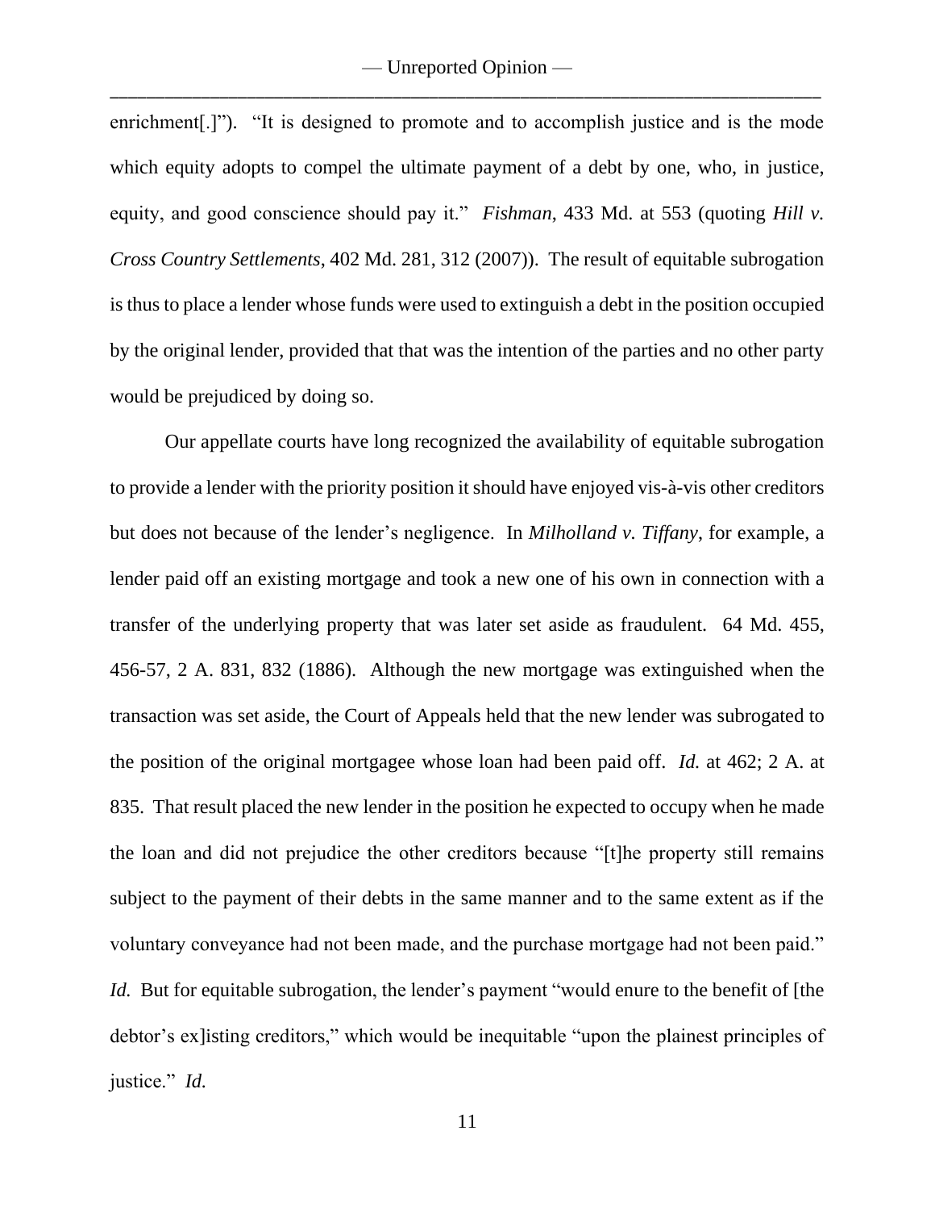enrichment[.]"). "It is designed to promote and to accomplish justice and is the mode which equity adopts to compel the ultimate payment of a debt by one, who, in justice, equity, and good conscience should pay it." *Fishman*, 433 Md. at 553 (quoting *Hill v. Cross Country Settlements*, 402 Md. 281, 312 (2007)). The result of equitable subrogation is thus to place a lender whose funds were used to extinguish a debt in the position occupied by the original lender, provided that that was the intention of the parties and no other party would be prejudiced by doing so.

Our appellate courts have long recognized the availability of equitable subrogation to provide a lender with the priority position it should have enjoyed vis-à-vis other creditors but does not because of the lender's negligence. In *Milholland v. Tiffany*, for example, a lender paid off an existing mortgage and took a new one of his own in connection with a transfer of the underlying property that was later set aside as fraudulent. 64 Md. 455, 456-57, 2 A. 831, 832 (1886). Although the new mortgage was extinguished when the transaction was set aside, the Court of Appeals held that the new lender was subrogated to the position of the original mortgagee whose loan had been paid off. *Id.* at 462; 2 A. at 835. That result placed the new lender in the position he expected to occupy when he made the loan and did not prejudice the other creditors because "[t]he property still remains subject to the payment of their debts in the same manner and to the same extent as if the voluntary conveyance had not been made, and the purchase mortgage had not been paid." *Id.* But for equitable subrogation, the lender's payment "would enure to the benefit of [the debtor's ex]isting creditors," which would be inequitable "upon the plainest principles of justice." *Id.*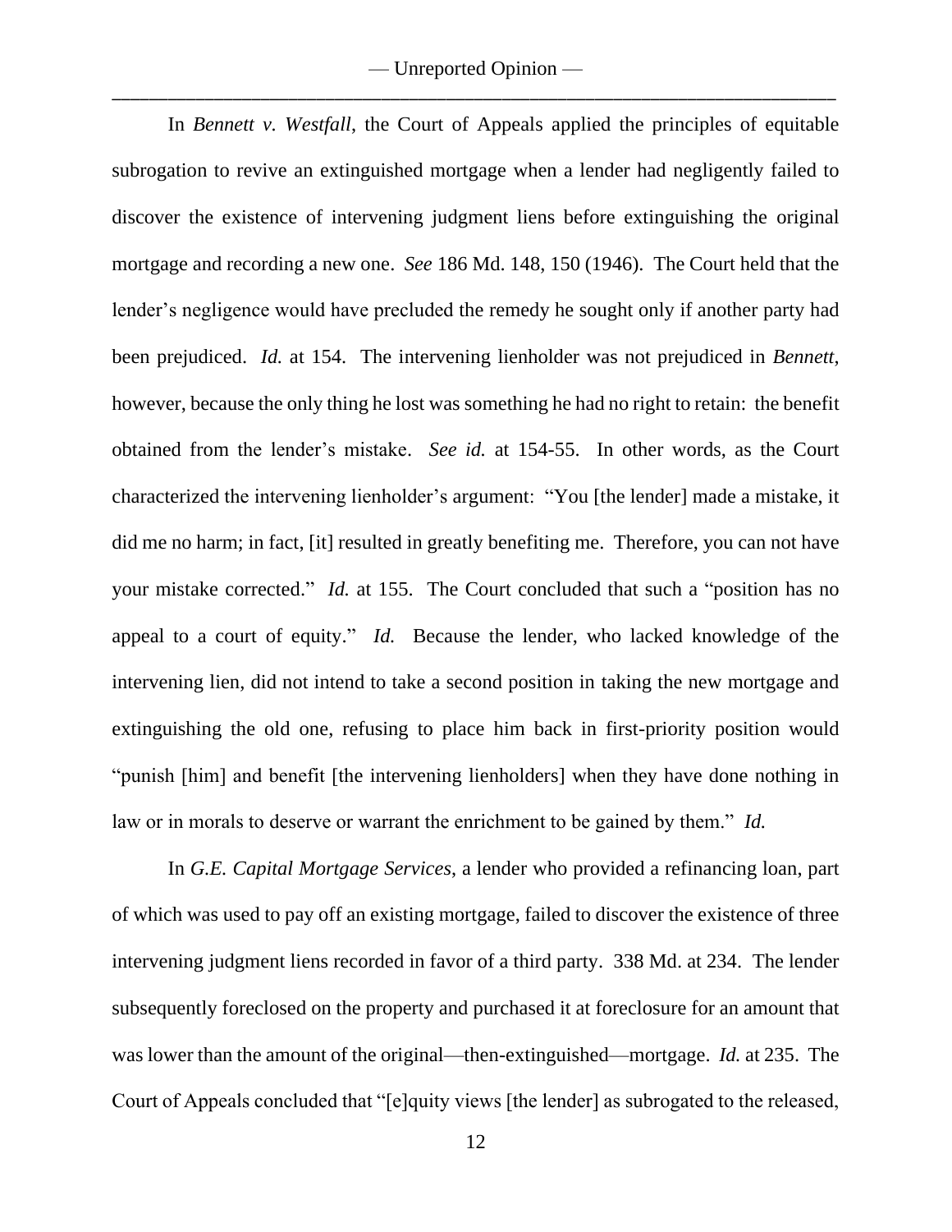In *Bennett v. Westfall*, the Court of Appeals applied the principles of equitable subrogation to revive an extinguished mortgage when a lender had negligently failed to discover the existence of intervening judgment liens before extinguishing the original mortgage and recording a new one. *See* 186 Md. 148, 150 (1946). The Court held that the lender's negligence would have precluded the remedy he sought only if another party had been prejudiced. *Id.* at 154. The intervening lienholder was not prejudiced in *Bennett*, however, because the only thing he lost was something he had no right to retain: the benefit obtained from the lender's mistake. *See id.* at 154-55. In other words, as the Court characterized the intervening lienholder's argument: "You [the lender] made a mistake, it did me no harm; in fact, [it] resulted in greatly benefiting me. Therefore, you can not have your mistake corrected." *Id.* at 155. The Court concluded that such a "position has no appeal to a court of equity." *Id.* Because the lender, who lacked knowledge of the intervening lien, did not intend to take a second position in taking the new mortgage and extinguishing the old one, refusing to place him back in first-priority position would "punish [him] and benefit [the intervening lienholders] when they have done nothing in law or in morals to deserve or warrant the enrichment to be gained by them." *Id.*

In *G.E. Capital Mortgage Services*, a lender who provided a refinancing loan, part of which was used to pay off an existing mortgage, failed to discover the existence of three intervening judgment liens recorded in favor of a third party. 338 Md. at 234. The lender subsequently foreclosed on the property and purchased it at foreclosure for an amount that was lower than the amount of the original—then-extinguished—mortgage. *Id.* at 235. The Court of Appeals concluded that "[e]quity views [the lender] as subrogated to the released,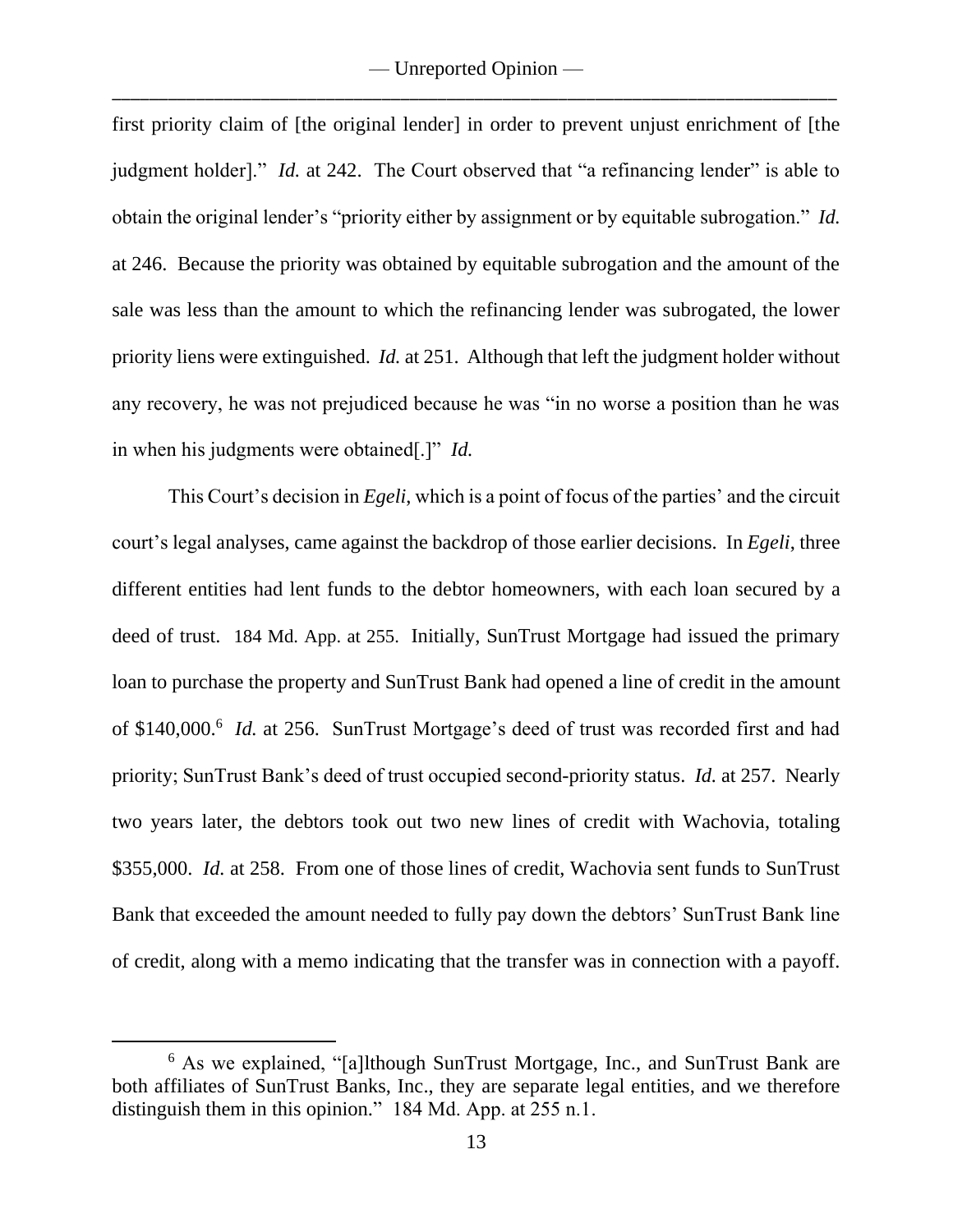first priority claim of [the original lender] in order to prevent unjust enrichment of [the judgment holder]." *Id.* at 242. The Court observed that "a refinancing lender" is able to obtain the original lender's "priority either by assignment or by equitable subrogation." *Id.* at 246. Because the priority was obtained by equitable subrogation and the amount of the sale was less than the amount to which the refinancing lender was subrogated, the lower priority liens were extinguished. *Id.* at 251. Although that left the judgment holder without any recovery, he was not prejudiced because he was "in no worse a position than he was in when his judgments were obtained[.]" *Id.*

This Court's decision in *Egeli*, which is a point of focus of the parties' and the circuit court's legal analyses, came against the backdrop of those earlier decisions. In *Egeli*, three different entities had lent funds to the debtor homeowners, with each loan secured by a deed of trust. 184 Md. App. at 255. Initially, SunTrust Mortgage had issued the primary loan to purchase the property and SunTrust Bank had opened a line of credit in the amount of $140,000.[6] *Id.* at 256. SunTrust Mortgage's deed of trust was recorded first and had priority; SunTrust Bank's deed of trust occupied second-priority status. *Id.* at 257. Nearly two years later, the debtors took out two new lines of credit with Wachovia, totaling $355,000. *Id.* at 258. From one of those lines of credit, Wachovia sent funds to SunTrust Bank that exceeded the amount needed to fully pay down the debtors' SunTrust Bank line of credit, along with a memo indicating that the transfer was in connection with a payoff.

[6] As we explained, "[a]lthough SunTrust Mortgage, Inc., and SunTrust Bank are both affiliates of SunTrust Banks, Inc., they are separate legal entities, and we therefore distinguish them in this opinion." 184 Md. App. at 255 n.1.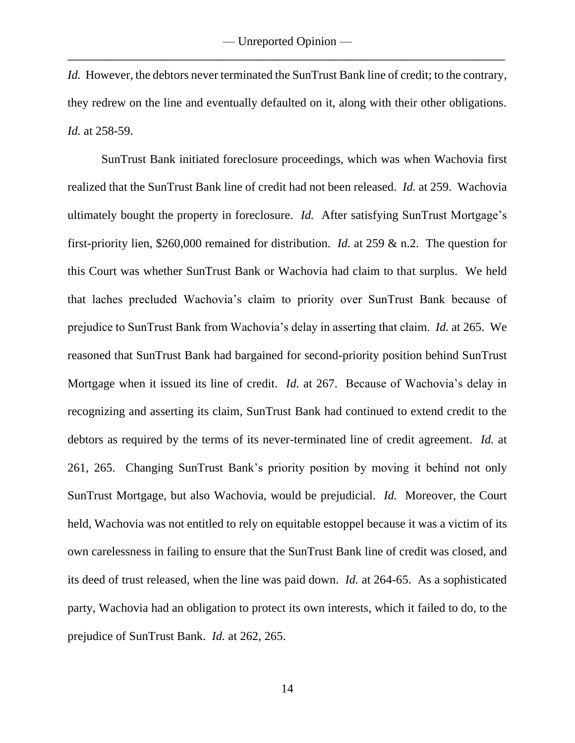*Id.* However, the debtors never terminated the SunTrust Bank line of credit; to the contrary, they redrew on the line and eventually defaulted on it, along with their other obligations. *Id.* at 258-59.

SunTrust Bank initiated foreclosure proceedings, which was when Wachovia first realized that the SunTrust Bank line of credit had not been released. *Id.* at 259. Wachovia ultimately bought the property in foreclosure. *Id.* After satisfying SunTrust Mortgage's first-priority lien, $260,000 remained for distribution. *Id.* at 259 & n.2. The question for this Court was whether SunTrust Bank or Wachovia had claim to that surplus. We held that laches precluded Wachovia's claim to priority over SunTrust Bank because of prejudice to SunTrust Bank from Wachovia's delay in asserting that claim. *Id.* at 265. We reasoned that SunTrust Bank had bargained for second-priority position behind SunTrust Mortgage when it issued its line of credit. *Id.* at 267. Because of Wachovia's delay in recognizing and asserting its claim, SunTrust Bank had continued to extend credit to the debtors as required by the terms of its never-terminated line of credit agreement. *Id.* at 261, 265. Changing SunTrust Bank's priority position by moving it behind not only SunTrust Mortgage, but also Wachovia, would be prejudicial. *Id.* Moreover, the Court held, Wachovia was not entitled to rely on equitable estoppel because it was a victim of its own carelessness in failing to ensure that the SunTrust Bank line of credit was closed, and its deed of trust released, when the line was paid down. *Id.* at 264-65. As a sophisticated party, Wachovia had an obligation to protect its own interests, which it failed to do, to the prejudice of SunTrust Bank. *Id.* at 262, 265.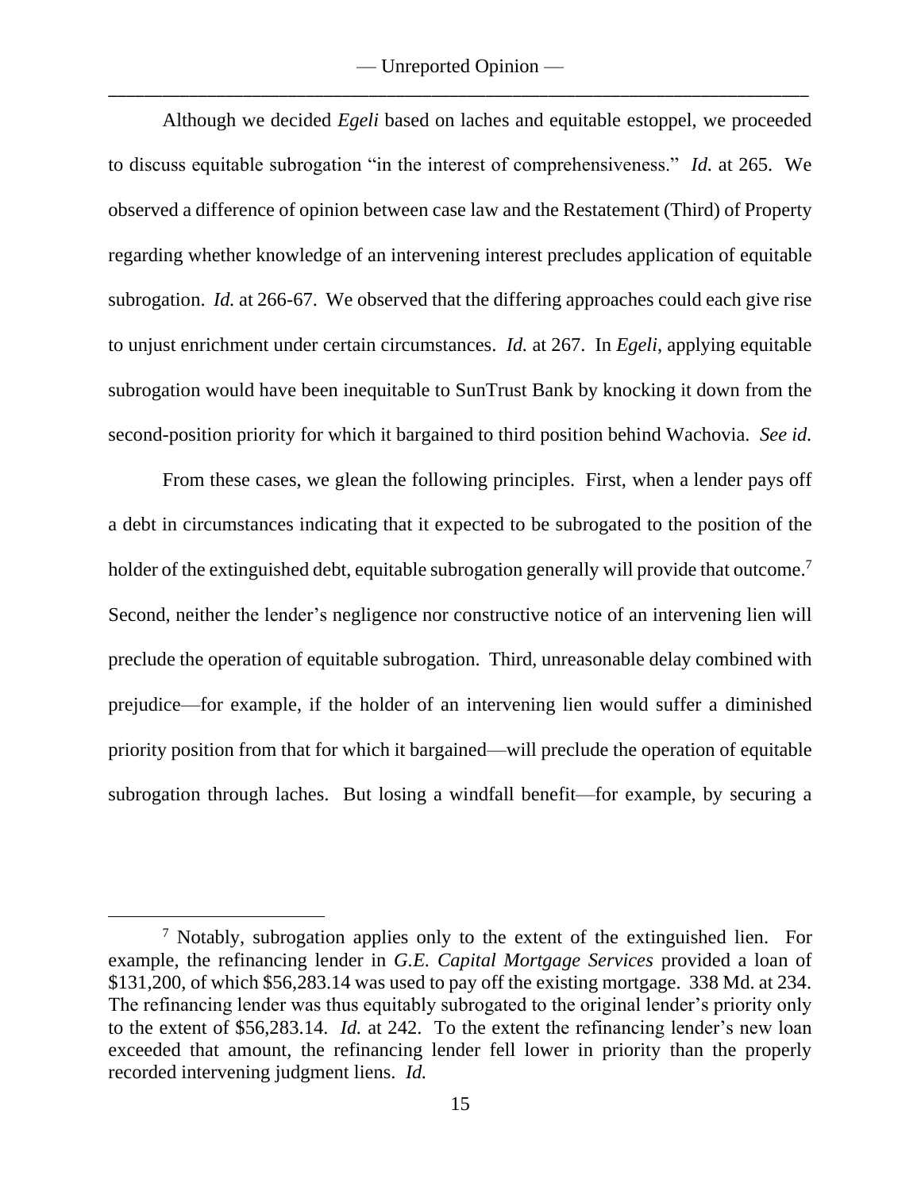Although we decided *Egeli* based on laches and equitable estoppel, we proceeded to discuss equitable subrogation "in the interest of comprehensiveness." *Id.* at 265. We observed a difference of opinion between case law and the Restatement (Third) of Property regarding whether knowledge of an intervening interest precludes application of equitable subrogation. *Id.* at 266-67. We observed that the differing approaches could each give rise to unjust enrichment under certain circumstances. *Id.* at 267. In *Egeli*, applying equitable subrogation would have been inequitable to SunTrust Bank by knocking it down from the second-position priority for which it bargained to third position behind Wachovia. *See id.*

From these cases, we glean the following principles. First, when a lender pays off a debt in circumstances indicating that it expected to be subrogated to the position of the holder of the extinguished debt, equitable subrogation generally will provide that outcome.[7] Second, neither the lender's negligence nor constructive notice of an intervening lien will preclude the operation of equitable subrogation. Third, unreasonable delay combined with prejudice—for example, if the holder of an intervening lien would suffer a diminished priority position from that for which it bargained—will preclude the operation of equitable subrogation through laches. But losing a windfall benefit—for example, by securing a

---

[7] Notably, subrogation applies only to the extent of the extinguished lien. For example, the refinancing lender in *G.E. Capital Mortgage Services* provided a loan of \$131,200, of which \$56,283.14 was used to pay off the existing mortgage. 338 Md. at 234. The refinancing lender was thus equitably subrogated to the original lender's priority only to the extent of \$56,283.14. *Id.* at 242. To the extent the refinancing lender's new loan exceeded that amount, the refinancing lender fell lower in priority than the properly recorded intervening judgment liens. *Id.*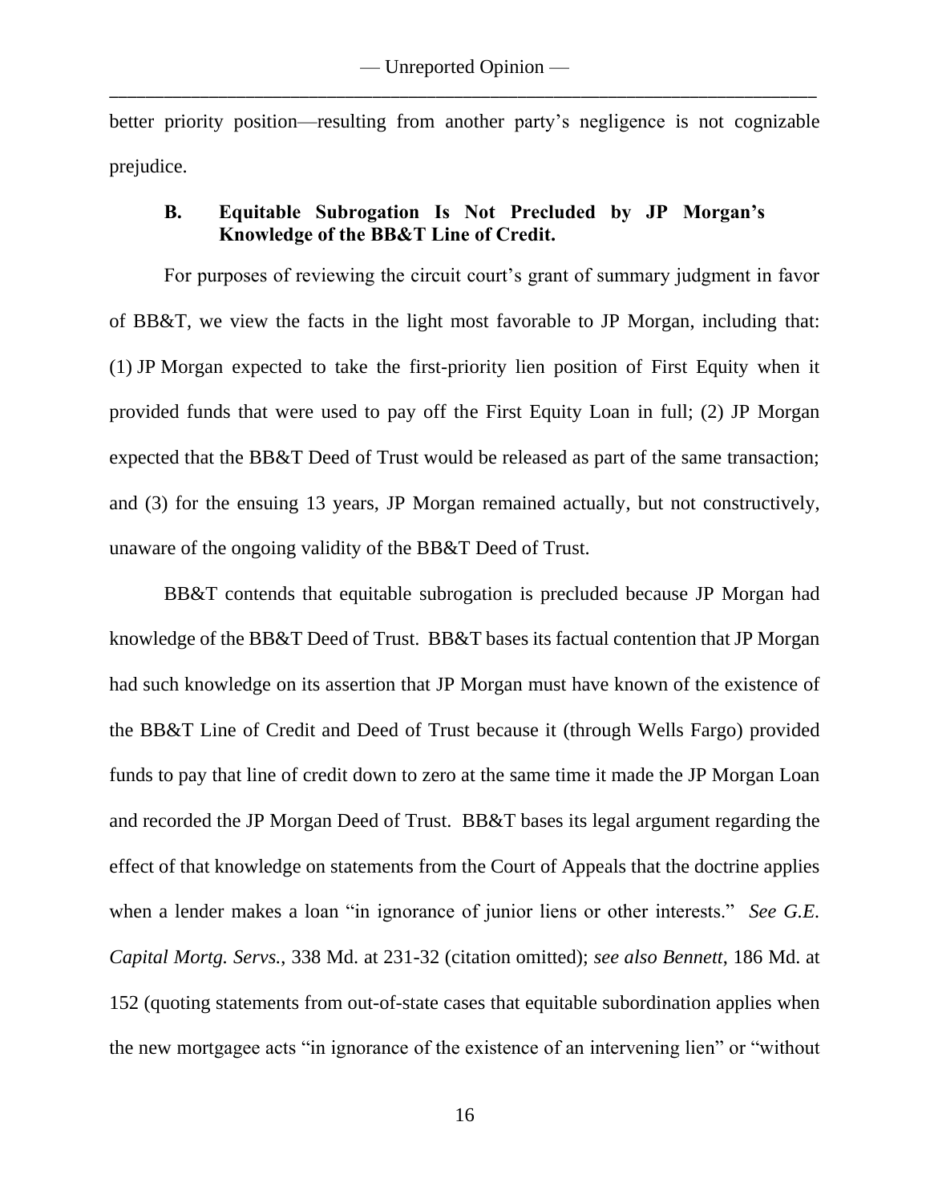better priority position—resulting from another party's negligence is not cognizable prejudice.

### B. Equitable Subrogation Is Not Precluded by JP Morgan's Knowledge of the BB&T Line of Credit.

For purposes of reviewing the circuit court's grant of summary judgment in favor of BB&T, we view the facts in the light most favorable to JP Morgan, including that: (1) JP Morgan expected to take the first-priority lien position of First Equity when it provided funds that were used to pay off the First Equity Loan in full; (2) JP Morgan expected that the BB&T Deed of Trust would be released as part of the same transaction; and (3) for the ensuing 13 years, JP Morgan remained actually, but not constructively, unaware of the ongoing validity of the BB&T Deed of Trust.

BB&T contends that equitable subrogation is precluded because JP Morgan had knowledge of the BB&T Deed of Trust. BB&T bases its factual contention that JP Morgan had such knowledge on its assertion that JP Morgan must have known of the existence of the BB&T Line of Credit and Deed of Trust because it (through Wells Fargo) provided funds to pay that line of credit down to zero at the same time it made the JP Morgan Loan and recorded the JP Morgan Deed of Trust. BB&T bases its legal argument regarding the effect of that knowledge on statements from the Court of Appeals that the doctrine applies when a lender makes a loan "in ignorance of junior liens or other interests." *See G.E. Capital Mortg. Servs.*, 338 Md. at 231-32 (citation omitted); *see also Bennett*, 186 Md. at 152 (quoting statements from out-of-state cases that equitable subordination applies when the new mortgagee acts "in ignorance of the existence of an intervening lien" or "without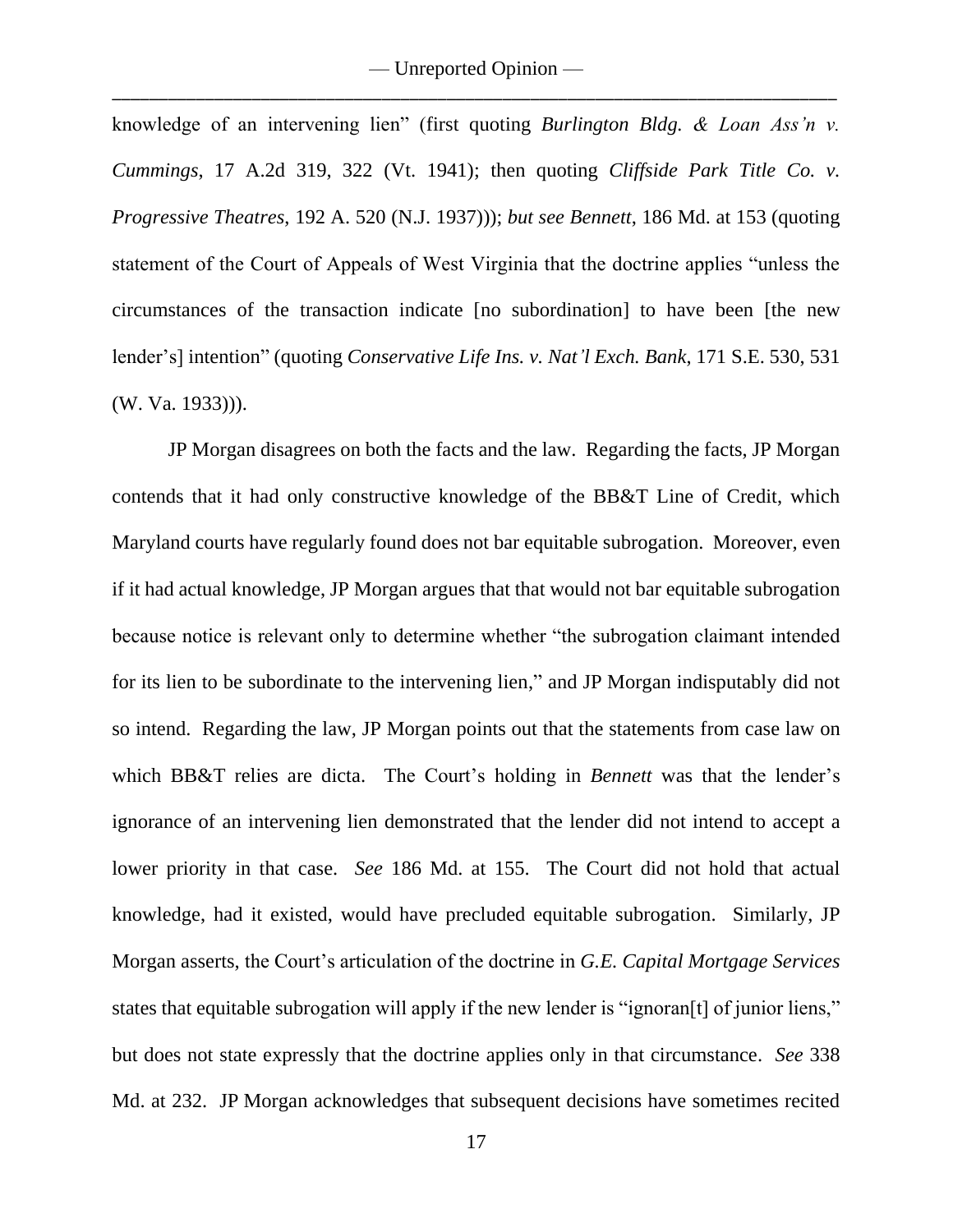knowledge of an intervening lien" (first quoting *Burlington Bldg. & Loan Ass'n v. Cummings*, 17 A.2d 319, 322 (Vt. 1941); then quoting *Cliffside Park Title Co. v. Progressive Theatres*, 192 A. 520 (N.J. 1937))); *but see Bennett*, 186 Md. at 153 (quoting statement of the Court of Appeals of West Virginia that the doctrine applies "unless the circumstances of the transaction indicate [no subordination] to have been [the new lender's] intention" (quoting *Conservative Life Ins. v. Nat'l Exch. Bank*, 171 S.E. 530, 531 (W. Va. 1933))).

JP Morgan disagrees on both the facts and the law. Regarding the facts, JP Morgan contends that it had only constructive knowledge of the BB&T Line of Credit, which Maryland courts have regularly found does not bar equitable subrogation. Moreover, even if it had actual knowledge, JP Morgan argues that that would not bar equitable subrogation because notice is relevant only to determine whether "the subrogation claimant intended for its lien to be subordinate to the intervening lien," and JP Morgan indisputably did not so intend. Regarding the law, JP Morgan points out that the statements from case law on which BB&T relies are dicta. The Court's holding in *Bennett* was that the lender's ignorance of an intervening lien demonstrated that the lender did not intend to accept a lower priority in that case. *See* 186 Md. at 155. The Court did not hold that actual knowledge, had it existed, would have precluded equitable subrogation. Similarly, JP Morgan asserts, the Court's articulation of the doctrine in *G.E. Capital Mortgage Services* states that equitable subrogation will apply if the new lender is "ignoran[t] of junior liens," but does not state expressly that the doctrine applies only in that circumstance. *See* 338 Md. at 232. JP Morgan acknowledges that subsequent decisions have sometimes recited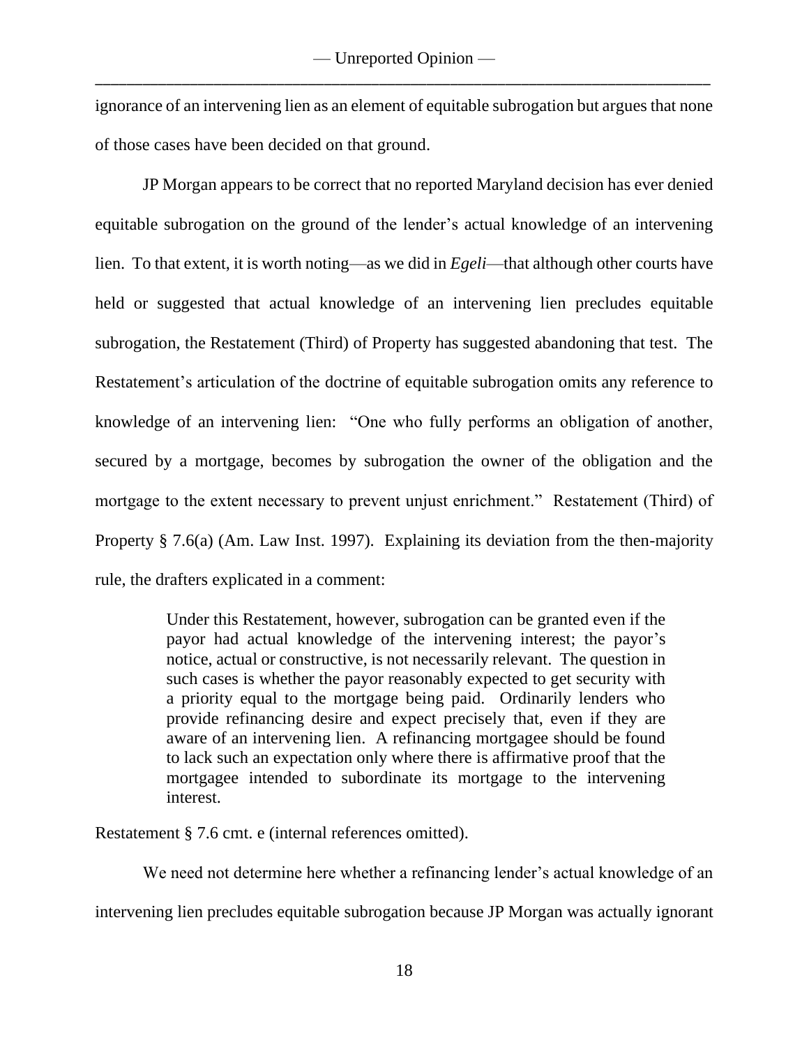ignorance of an intervening lien as an element of equitable subrogation but argues that none of those cases have been decided on that ground.

JP Morgan appears to be correct that no reported Maryland decision has ever denied equitable subrogation on the ground of the lender's actual knowledge of an intervening lien. To that extent, it is worth noting—as we did in *Egeli*—that although other courts have held or suggested that actual knowledge of an intervening lien precludes equitable subrogation, the Restatement (Third) of Property has suggested abandoning that test. The Restatement's articulation of the doctrine of equitable subrogation omits any reference to knowledge of an intervening lien: "One who fully performs an obligation of another, secured by a mortgage, becomes by subrogation the owner of the obligation and the mortgage to the extent necessary to prevent unjust enrichment." Restatement (Third) of Property § 7.6(a) (Am. Law Inst. 1997). Explaining its deviation from the then-majority rule, the drafters explicated in a comment:

> Under this Restatement, however, subrogation can be granted even if the payor had actual knowledge of the intervening interest; the payor's notice, actual or constructive, is not necessarily relevant. The question in such cases is whether the payor reasonably expected to get security with a priority equal to the mortgage being paid. Ordinarily lenders who provide refinancing desire and expect precisely that, even if they are aware of an intervening lien. A refinancing mortgagee should be found to lack such an expectation only where there is affirmative proof that the mortgagee intended to subordinate its mortgage to the intervening interest.

Restatement § 7.6 cmt. e (internal references omitted).

We need not determine here whether a refinancing lender's actual knowledge of an intervening lien precludes equitable subrogation because JP Morgan was actually ignorant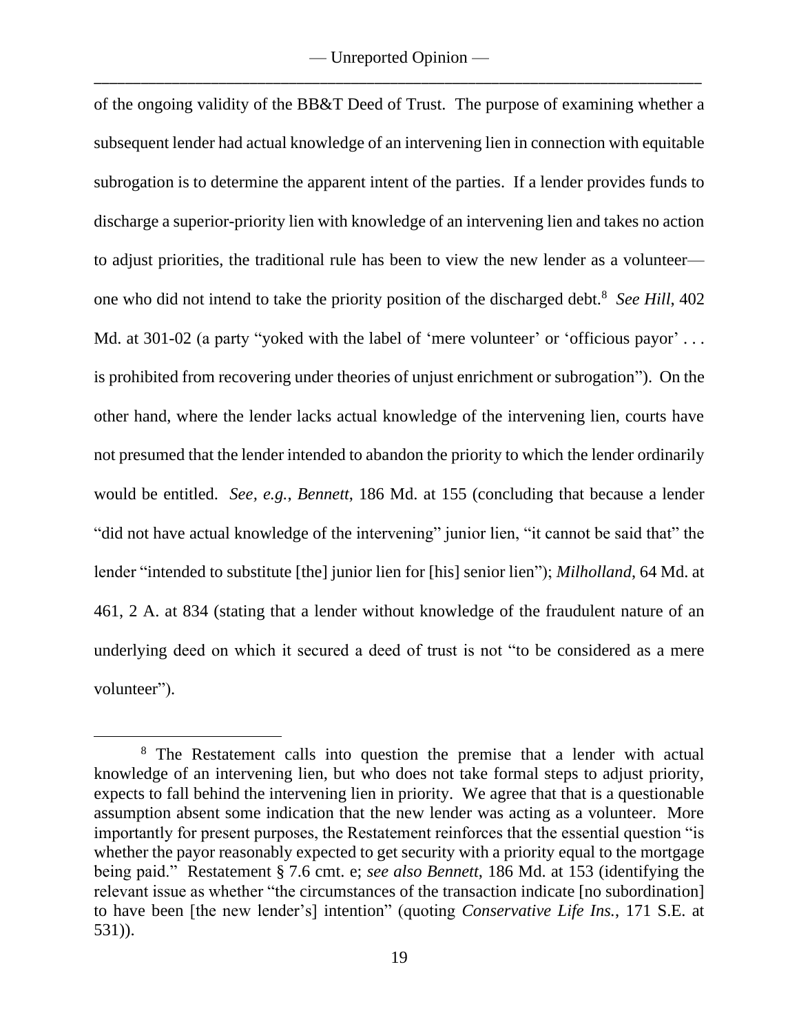of the ongoing validity of the BB&T Deed of Trust. The purpose of examining whether a subsequent lender had actual knowledge of an intervening lien in connection with equitable subrogation is to determine the apparent intent of the parties. If a lender provides funds to discharge a superior-priority lien with knowledge of an intervening lien and takes no action to adjust priorities, the traditional rule has been to view the new lender as a volunteer—one who did not intend to take the priority position of the discharged debt.[8] *See Hill*, 402 Md. at 301-02 (a party "yoked with the label of 'mere volunteer' or 'officious payor' . . . is prohibited from recovering under theories of unjust enrichment or subrogation"). On the other hand, where the lender lacks actual knowledge of the intervening lien, courts have not presumed that the lender intended to abandon the priority to which the lender ordinarily would be entitled. *See, e.g.*, *Bennett*, 186 Md. at 155 (concluding that because a lender "did not have actual knowledge of the intervening" junior lien, "it cannot be said that" the lender "intended to substitute [the] junior lien for [his] senior lien"); *Milholland*, 64 Md. at 461, 2 A. at 834 (stating that a lender without knowledge of the fraudulent nature of an underlying deed on which it secured a deed of trust is not "to be considered as a mere volunteer").

---

[8] The Restatement calls into question the premise that a lender with actual knowledge of an intervening lien, but who does not take formal steps to adjust priority, expects to fall behind the intervening lien in priority. We agree that that is a questionable assumption absent some indication that the new lender was acting as a volunteer. More importantly for present purposes, the Restatement reinforces that the essential question "is whether the payor reasonably expected to get security with a priority equal to the mortgage being paid." Restatement § 7.6 cmt. e; *see also Bennett*, 186 Md. at 153 (identifying the relevant issue as whether "the circumstances of the transaction indicate [no subordination] to have been [the new lender's] intention" (quoting *Conservative Life Ins.*, 171 S.E. at 531)).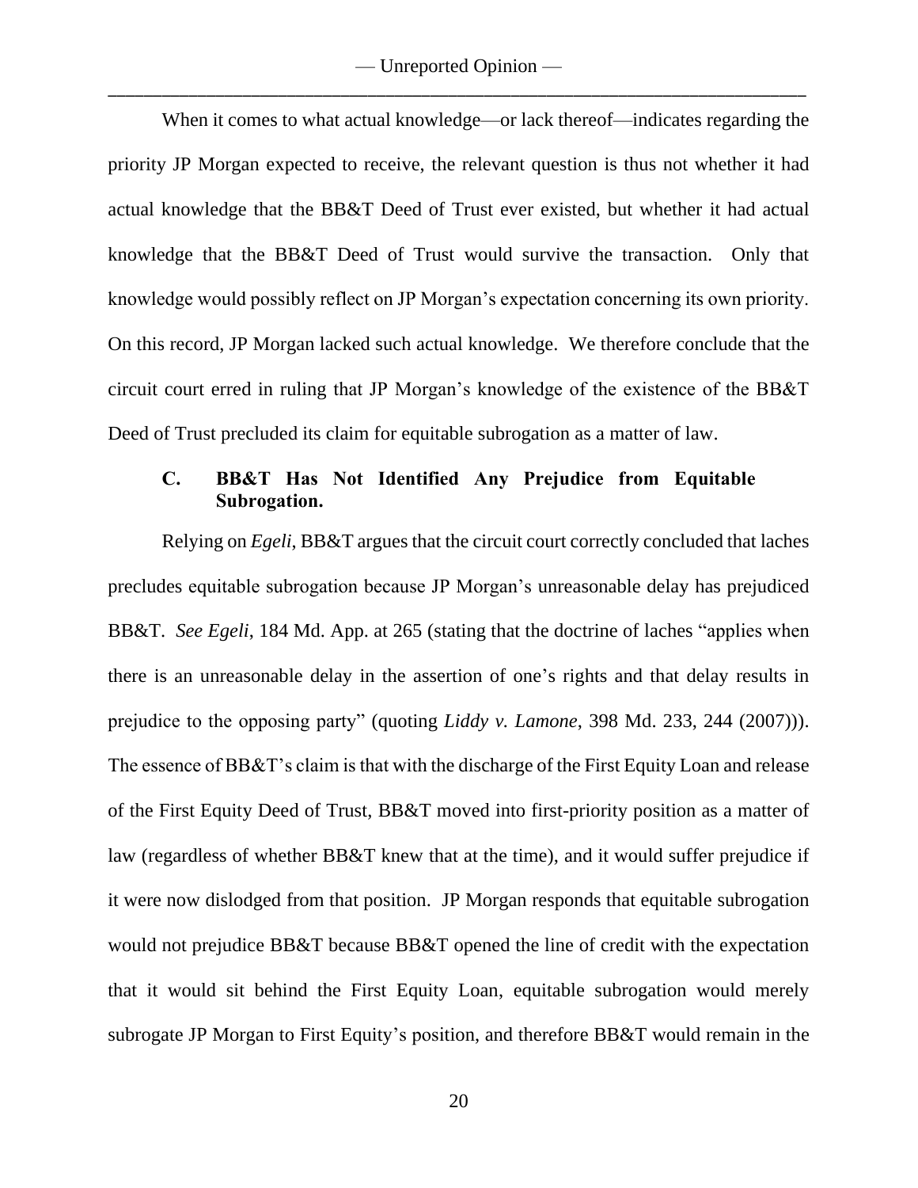When it comes to what actual knowledge—or lack thereof—indicates regarding the priority JP Morgan expected to receive, the relevant question is thus not whether it had actual knowledge that the BB&T Deed of Trust ever existed, but whether it had actual knowledge that the BB&T Deed of Trust would survive the transaction. Only that knowledge would possibly reflect on JP Morgan's expectation concerning its own priority. On this record, JP Morgan lacked such actual knowledge. We therefore conclude that the circuit court erred in ruling that JP Morgan's knowledge of the existence of the BB&T Deed of Trust precluded its claim for equitable subrogation as a matter of law.

### C. BB&T Has Not Identified Any Prejudice from Equitable Subrogation.

Relying on *Egeli*, BB&T argues that the circuit court correctly concluded that laches precludes equitable subrogation because JP Morgan's unreasonable delay has prejudiced BB&T. *See Egeli*, 184 Md. App. at 265 (stating that the doctrine of laches "applies when there is an unreasonable delay in the assertion of one's rights and that delay results in prejudice to the opposing party" (quoting *Liddy v. Lamone*, 398 Md. 233, 244 (2007))). The essence of BB&T's claim is that with the discharge of the First Equity Loan and release of the First Equity Deed of Trust, BB&T moved into first-priority position as a matter of law (regardless of whether BB&T knew that at the time), and it would suffer prejudice if it were now dislodged from that position. JP Morgan responds that equitable subrogation would not prejudice BB&T because BB&T opened the line of credit with the expectation that it would sit behind the First Equity Loan, equitable subrogation would merely subrogate JP Morgan to First Equity's position, and therefore BB&T would remain in the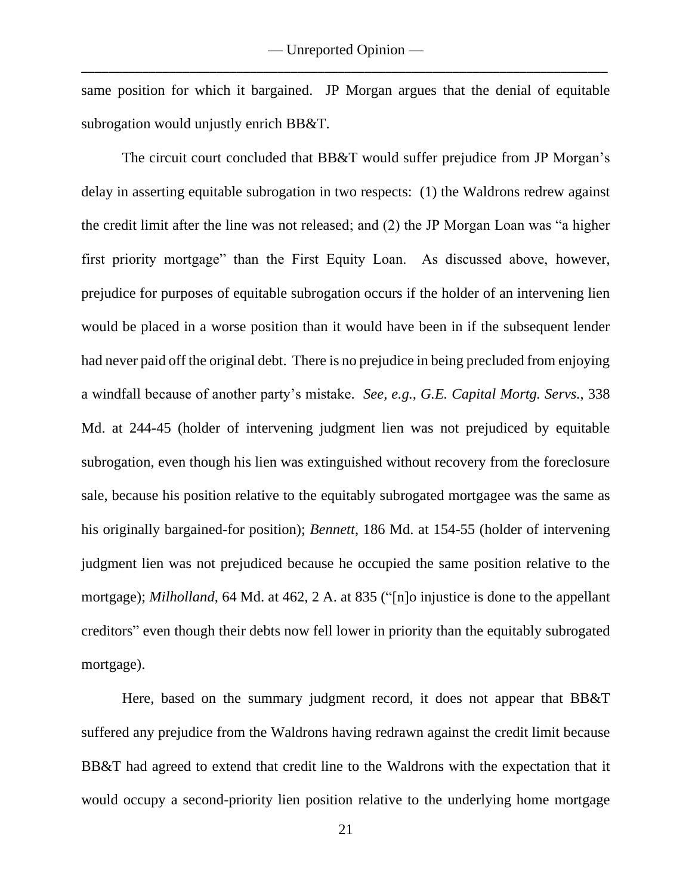same position for which it bargained. JP Morgan argues that the denial of equitable subrogation would unjustly enrich BB&T.

The circuit court concluded that BB&T would suffer prejudice from JP Morgan's delay in asserting equitable subrogation in two respects: (1) the Waldrons redrew against the credit limit after the line was not released; and (2) the JP Morgan Loan was "a higher first priority mortgage" than the First Equity Loan. As discussed above, however, prejudice for purposes of equitable subrogation occurs if the holder of an intervening lien would be placed in a worse position than it would have been in if the subsequent lender had never paid off the original debt. There is no prejudice in being precluded from enjoying a windfall because of another party's mistake. *See, e.g.*, *G.E. Capital Mortg. Servs.*, 338 Md. at 244-45 (holder of intervening judgment lien was not prejudiced by equitable subrogation, even though his lien was extinguished without recovery from the foreclosure sale, because his position relative to the equitably subrogated mortgagee was the same as his originally bargained-for position); *Bennett*, 186 Md. at 154-55 (holder of intervening judgment lien was not prejudiced because he occupied the same position relative to the mortgage); *Milholland*, 64 Md. at 462, 2 A. at 835 ("[n]o injustice is done to the appellant creditors" even though their debts now fell lower in priority than the equitably subrogated mortgage).

Here, based on the summary judgment record, it does not appear that BB&T suffered any prejudice from the Waldrons having redrawn against the credit limit because BB&T had agreed to extend that credit line to the Waldrons with the expectation that it would occupy a second-priority lien position relative to the underlying home mortgage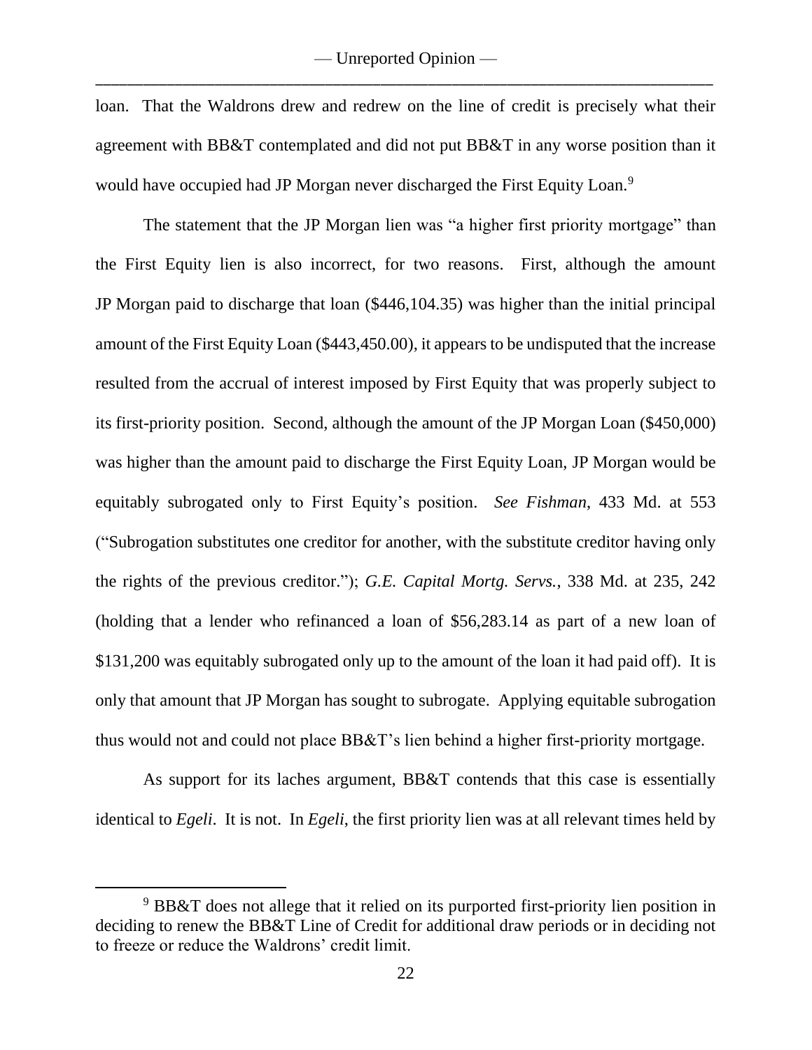loan. That the Waldrons drew and redrew on the line of credit is precisely what their agreement with BB&T contemplated and did not put BB&T in any worse position than it would have occupied had JP Morgan never discharged the First Equity Loan.[9]

The statement that the JP Morgan lien was "a higher first priority mortgage" than the First Equity lien is also incorrect, for two reasons. First, although the amount JP Morgan paid to discharge that loan ($446,104.35) was higher than the initial principal amount of the First Equity Loan ($443,450.00), it appears to be undisputed that the increase resulted from the accrual of interest imposed by First Equity that was properly subject to its first-priority position. Second, although the amount of the JP Morgan Loan ($450,000) was higher than the amount paid to discharge the First Equity Loan, JP Morgan would be equitably subrogated only to First Equity's position. *See Fishman*, 433 Md. at 553 ("Subrogation substitutes one creditor for another, with the substitute creditor having only the rights of the previous creditor."); *G.E. Capital Mortg. Servs.*, 338 Md. at 235, 242 (holding that a lender who refinanced a loan of $56,283.14 as part of a new loan of $131,200 was equitably subrogated only up to the amount of the loan it had paid off). It is only that amount that JP Morgan has sought to subrogate. Applying equitable subrogation thus would not and could not place BB&T's lien behind a higher first-priority mortgage.

As support for its laches argument, BB&T contends that this case is essentially identical to *Egeli*. It is not. In *Egeli*, the first priority lien was at all relevant times held by

---

[9] BB&T does not allege that it relied on its purported first-priority lien position in deciding to renew the BB&T Line of Credit for additional draw periods or in deciding not to freeze or reduce the Waldrons' credit limit.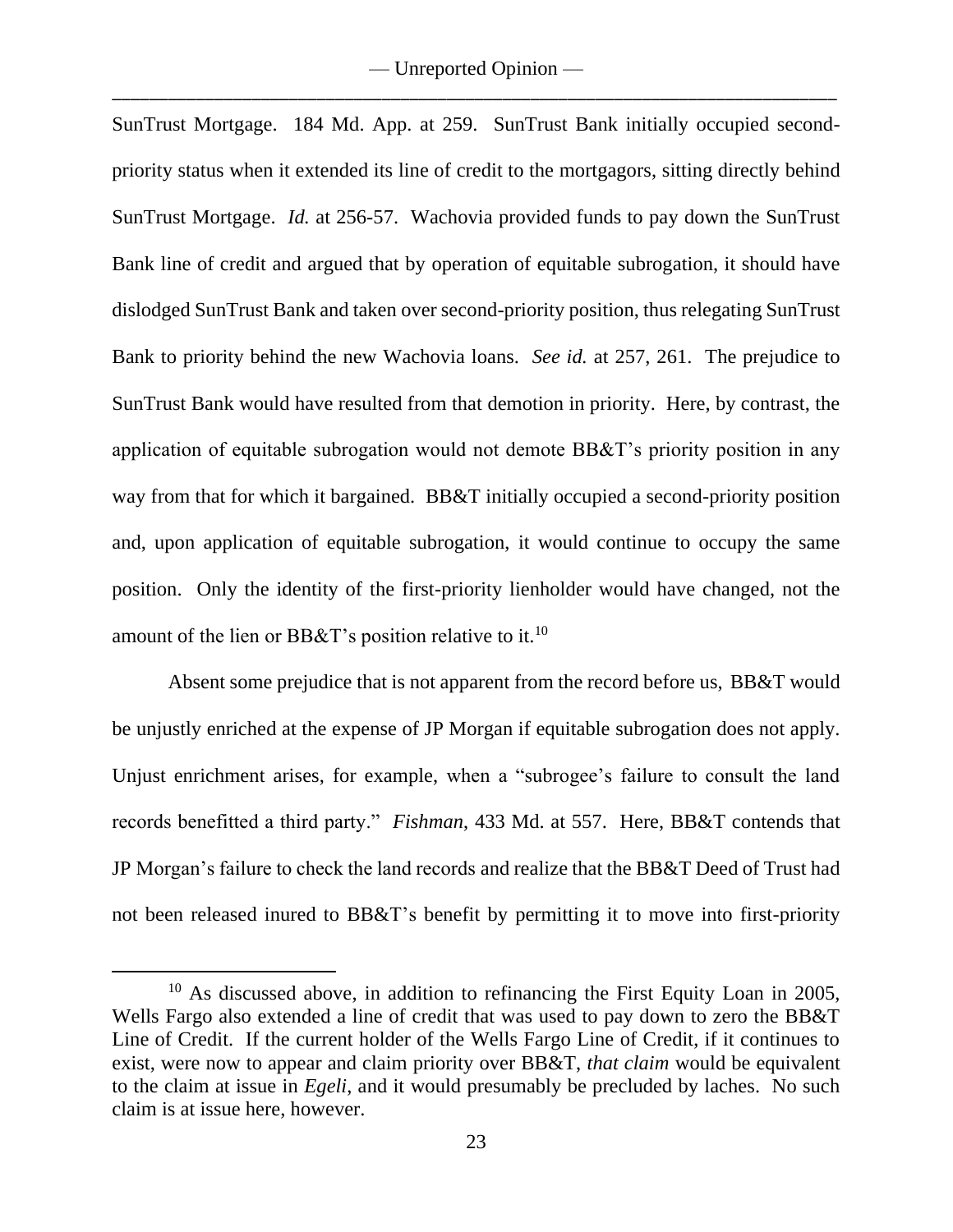SunTrust Mortgage. 184 Md. App. at 259. SunTrust Bank initially occupied second-priority status when it extended its line of credit to the mortgagors, sitting directly behind SunTrust Mortgage. *Id.* at 256-57. Wachovia provided funds to pay down the SunTrust Bank line of credit and argued that by operation of equitable subrogation, it should have dislodged SunTrust Bank and taken over second-priority position, thus relegating SunTrust Bank to priority behind the new Wachovia loans. *See id.* at 257, 261. The prejudice to SunTrust Bank would have resulted from that demotion in priority. Here, by contrast, the application of equitable subrogation would not demote BB&T's priority position in any way from that for which it bargained. BB&T initially occupied a second-priority position and, upon application of equitable subrogation, it would continue to occupy the same position. Only the identity of the first-priority lienholder would have changed, not the amount of the lien or BB&T's position relative to it.[10]

Absent some prejudice that is not apparent from the record before us, BB&T would be unjustly enriched at the expense of JP Morgan if equitable subrogation does not apply. Unjust enrichment arises, for example, when a "subrogee's failure to consult the land records benefitted a third party." *Fishman*, 433 Md. at 557. Here, BB&T contends that JP Morgan's failure to check the land records and realize that the BB&T Deed of Trust had not been released inured to BB&T's benefit by permitting it to move into first-priority

[10] As discussed above, in addition to refinancing the First Equity Loan in 2005, Wells Fargo also extended a line of credit that was used to pay down to zero the BB&T Line of Credit. If the current holder of the Wells Fargo Line of Credit, if it continues to exist, were now to appear and claim priority over BB&T, *that claim* would be equivalent to the claim at issue in *Egeli*, and it would presumably be precluded by laches. No such claim is at issue here, however.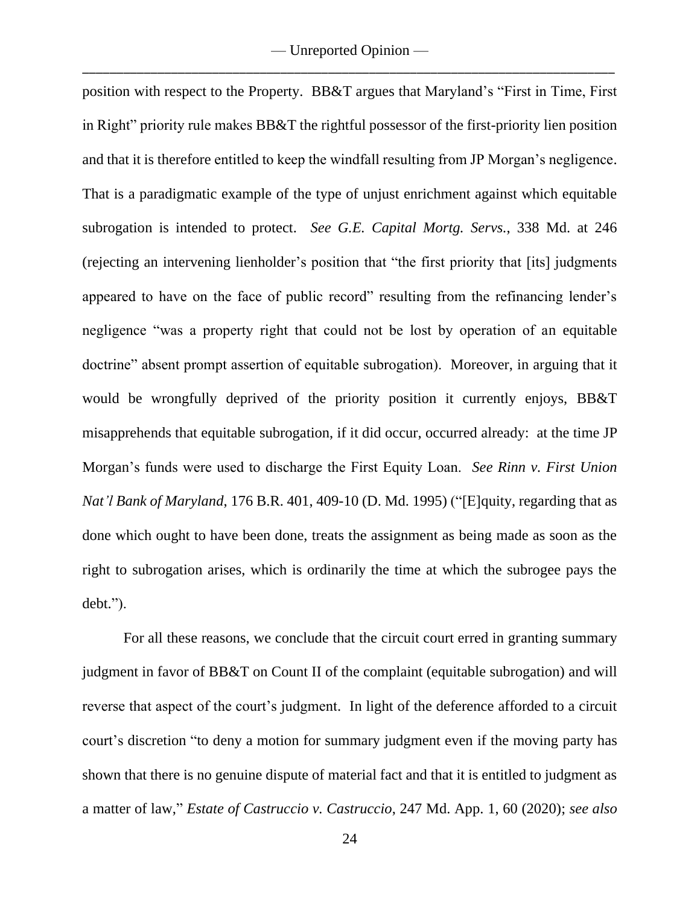position with respect to the Property. BB&T argues that Maryland's "First in Time, First in Right" priority rule makes BB&T the rightful possessor of the first-priority lien position and that it is therefore entitled to keep the windfall resulting from JP Morgan's negligence. That is a paradigmatic example of the type of unjust enrichment against which equitable subrogation is intended to protect. *See G.E. Capital Mortg. Servs.*, 338 Md. at 246 (rejecting an intervening lienholder's position that "the first priority that [its] judgments appeared to have on the face of public record" resulting from the refinancing lender's negligence "was a property right that could not be lost by operation of an equitable doctrine" absent prompt assertion of equitable subrogation). Moreover, in arguing that it would be wrongfully deprived of the priority position it currently enjoys, BB&T misapprehends that equitable subrogation, if it did occur, occurred already: at the time JP Morgan's funds were used to discharge the First Equity Loan. *See Rinn v. First Union Nat'l Bank of Maryland*, 176 B.R. 401, 409-10 (D. Md. 1995) ("[E]quity, regarding that as done which ought to have been done, treats the assignment as being made as soon as the right to subrogation arises, which is ordinarily the time at which the subrogee pays the debt.").

For all these reasons, we conclude that the circuit court erred in granting summary judgment in favor of BB&T on Count II of the complaint (equitable subrogation) and will reverse that aspect of the court's judgment. In light of the deference afforded to a circuit court's discretion "to deny a motion for summary judgment even if the moving party has shown that there is no genuine dispute of material fact and that it is entitled to judgment as a matter of law," *Estate of Castruccio v. Castruccio*, 247 Md. App. 1, 60 (2020); *see also*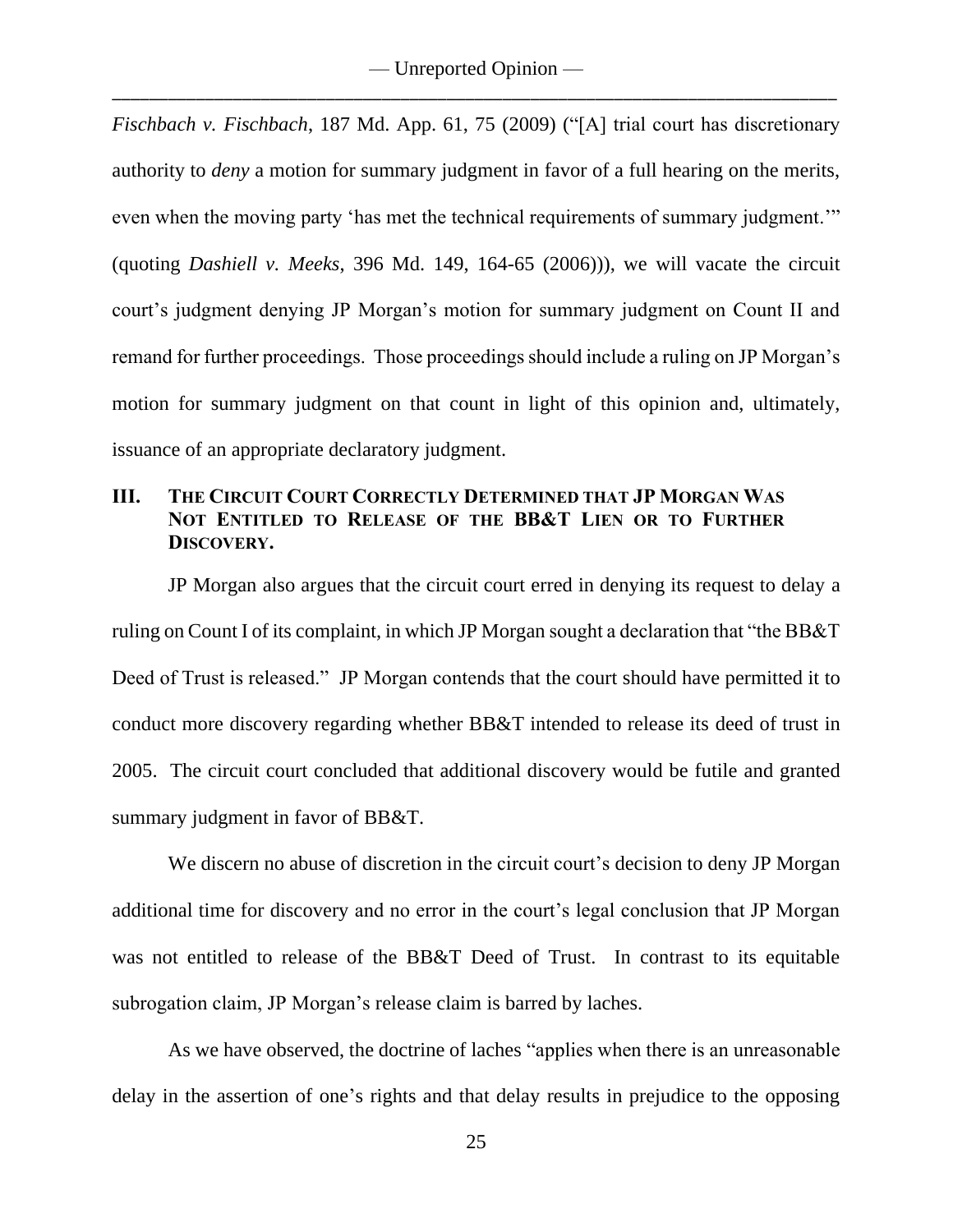*Fischbach v. Fischbach*, 187 Md. App. 61, 75 (2009) ("[A] trial court has discretionary authority to *deny* a motion for summary judgment in favor of a full hearing on the merits, even when the moving party 'has met the technical requirements of summary judgment.'" (quoting *Dashiell v. Meeks*, 396 Md. 149, 164-65 (2006))), we will vacate the circuit court's judgment denying JP Morgan's motion for summary judgment on Count II and remand for further proceedings. Those proceedings should include a ruling on JP Morgan's motion for summary judgment on that count in light of this opinion and, ultimately, issuance of an appropriate declaratory judgment.

## III. The Circuit Court Correctly Determined that JP Morgan Was Not Entitled to Release of the BB&T Lien or to Further Discovery.

JP Morgan also argues that the circuit court erred in denying its request to delay a ruling on Count I of its complaint, in which JP Morgan sought a declaration that "the BB&T Deed of Trust is released." JP Morgan contends that the court should have permitted it to conduct more discovery regarding whether BB&T intended to release its deed of trust in 2005. The circuit court concluded that additional discovery would be futile and granted summary judgment in favor of BB&T.

We discern no abuse of discretion in the circuit court's decision to deny JP Morgan additional time for discovery and no error in the court's legal conclusion that JP Morgan was not entitled to release of the BB&T Deed of Trust. In contrast to its equitable subrogation claim, JP Morgan's release claim is barred by laches.

As we have observed, the doctrine of laches "applies when there is an unreasonable delay in the assertion of one's rights and that delay results in prejudice to the opposing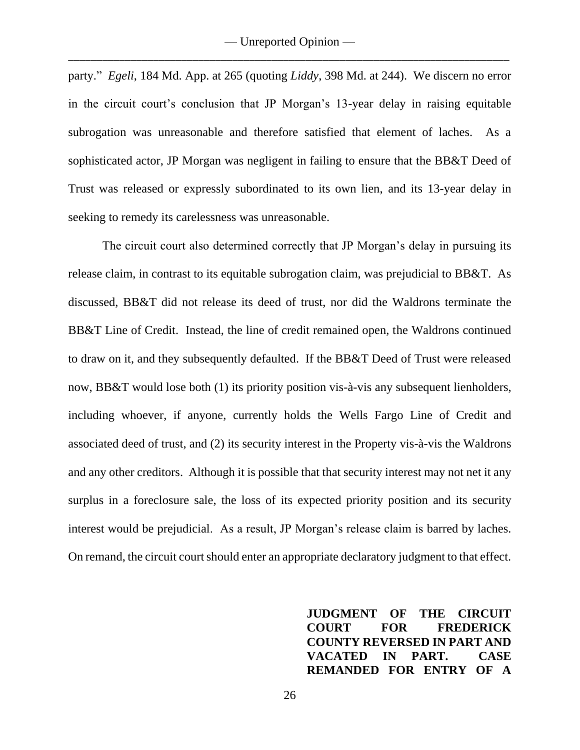party." *Egeli*, 184 Md. App. at 265 (quoting *Liddy*, 398 Md. at 244). We discern no error in the circuit court's conclusion that JP Morgan's 13-year delay in raising equitable subrogation was unreasonable and therefore satisfied that element of laches. As a sophisticated actor, JP Morgan was negligent in failing to ensure that the BB&T Deed of Trust was released or expressly subordinated to its own lien, and its 13-year delay in seeking to remedy its carelessness was unreasonable.

The circuit court also determined correctly that JP Morgan's delay in pursuing its release claim, in contrast to its equitable subrogation claim, was prejudicial to BB&T. As discussed, BB&T did not release its deed of trust, nor did the Waldrons terminate the BB&T Line of Credit. Instead, the line of credit remained open, the Waldrons continued to draw on it, and they subsequently defaulted. If the BB&T Deed of Trust were released now, BB&T would lose both (1) its priority position vis-à-vis any subsequent lienholders, including whoever, if anyone, currently holds the Wells Fargo Line of Credit and associated deed of trust, and (2) its security interest in the Property vis-à-vis the Waldrons and any other creditors. Although it is possible that that security interest may not net it any surplus in a foreclosure sale, the loss of its expected priority position and its security interest would be prejudicial. As a result, JP Morgan's release claim is barred by laches. On remand, the circuit court should enter an appropriate declaratory judgment to that effect.

**JUDGMENT OF THE CIRCUIT COURT FOR FREDERICK COUNTY REVERSED IN PART AND VACATED IN PART. CASE REMANDED FOR ENTRY OF A**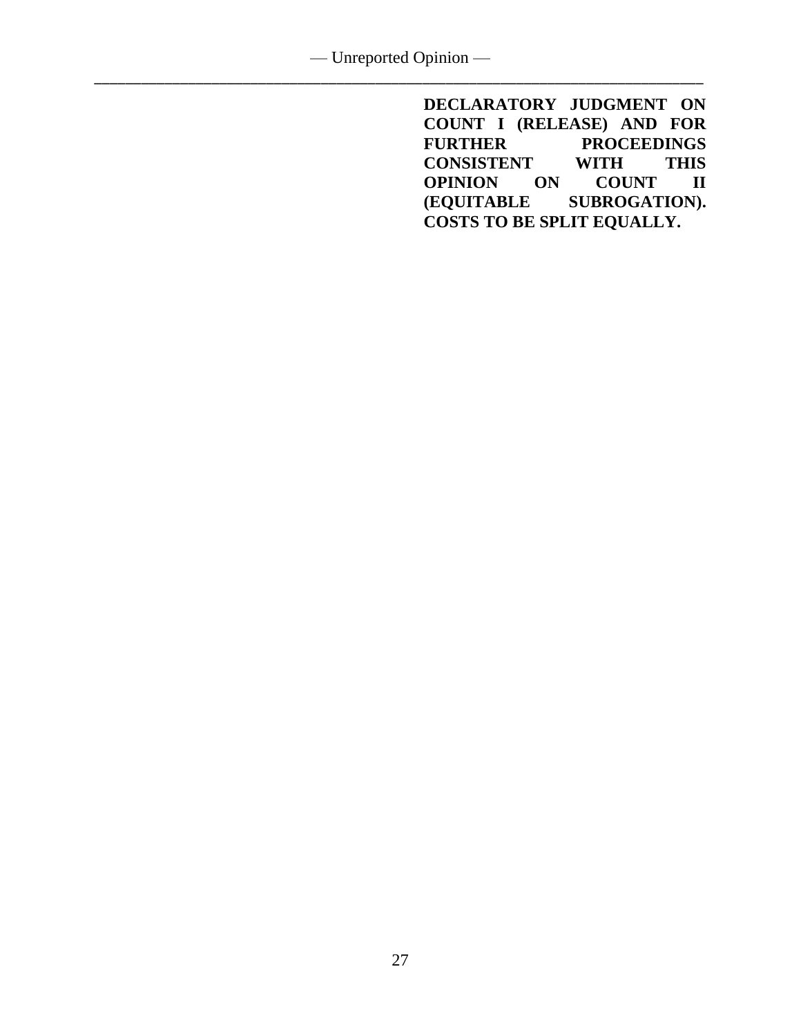**DECLARATORY JUDGMENT ON COUNT I (RELEASE) AND FOR FURTHER PROCEEDINGS CONSISTENT WITH THIS OPINION ON COUNT II (EQUITABLE SUBROGATION). COSTS TO BE SPLIT EQUALLY.**